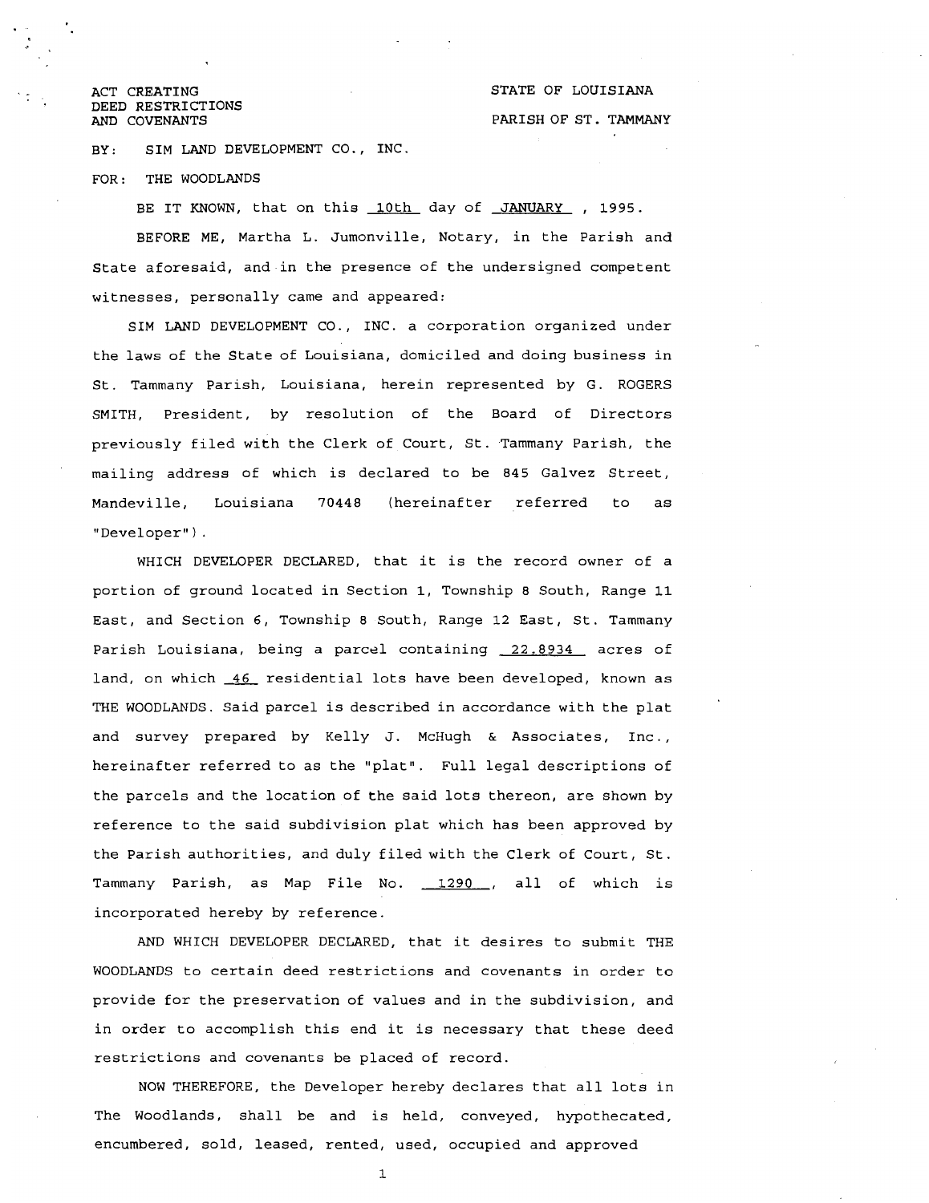ACT CREATING
DEED RESTRICTIONS
AND COVENANTS

STATE OF LOUISIANA

PARISH OF ST. TAMMANY

BY: SIM LAND DEVELOPMENT CO., INC.

FOR: THE WOODLANDS

BE IT KNOWN, that on this 10th day of JANUARY, 1995.

BEFORE ME, Martha L. Jumonville, Notary, in the Parish and State aforesaid, and in the presence of the undersigned competent witnesses, personally came and appeared:

SIM LAND DEVELOPMENT CO., INC. a corporation organized under the laws of the State of Louisiana, domiciled and doing business in St. Tammany Parish, Louisiana, herein represented by G. ROGERS SMITH, President, by resolution of the Board of Directors previously filed with the Clerk of Court, St. Tammany Parish, the mailing address of which is declared to be 845 Galvez Street, Mandeville, Louisiana 70448 (hereinafter referred to as "Developer").

WHICH DEVELOPER DECLARED, that it is the record owner of a portion of ground located in Section 1, Township 8 South, Range 11 East, and Section 6, Township 8 South, Range 12 East, St. Tammany Parish Louisiana, being a parcel containing 22.8934 acres of land, on which 46 residential lots have been developed, known as THE WOODLANDS. Said parcel is described in accordance with the plat and survey prepared by Kelly J. McHugh & Associates, Inc., hereinafter referred to as the "plat". Full legal descriptions of the parcels and the location of the said lots thereon, are shown by reference to the said subdivision plat which has been approved by the Parish authorities, and duly filed with the Clerk of Court, St. Tammany Parish, as Map File No. 1290, all of which is incorporated hereby by reference.

AND WHICH DEVELOPER DECLARED, that it desires to submit THE WOODLANDS to certain deed restrictions and covenants in order to provide for the preservation of values and in the subdivision, and in order to accomplish this end it is necessary that these deed restrictions and covenants be placed of record.

NOW THEREFORE, the Developer hereby declares that all lots in The Woodlands, shall be and is held, conveyed, hypothecated, encumbered, sold, leased, rented, used, occupied and approved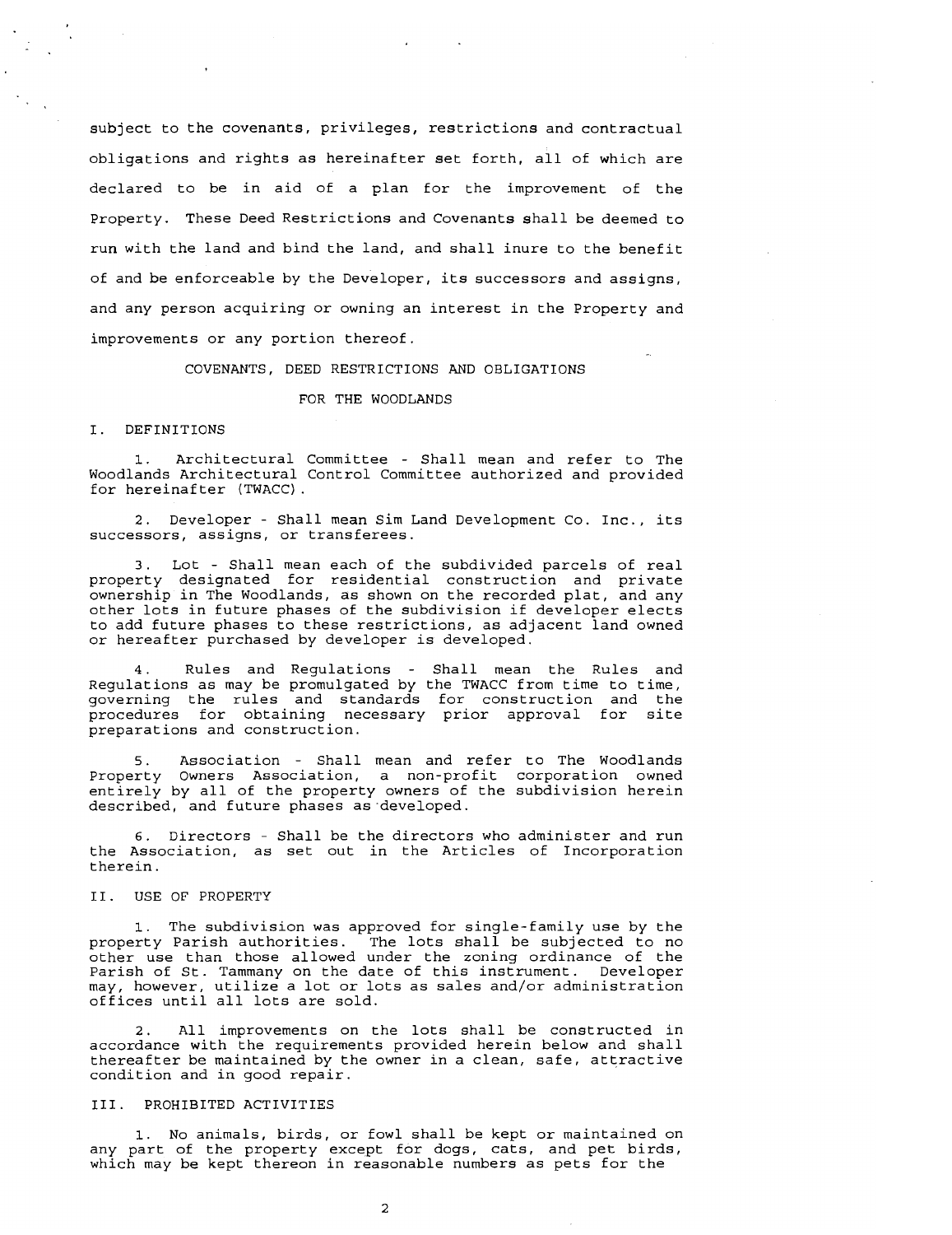subject to the covenants, privileges, restrictions and contractual obligations and rights as hereinafter set forth, all of which are declared to be in aid of a plan for the improvement of the Property. These Deed Restrictions and Covenants shall be deemed to run with the land and bind the land, and shall inure to the benefit of and be enforceable by the Developer, its successors and assigns, and any person acquiring or owning an interest in the Property and improvements or any portion thereof.

## COVENANTS, DEED RESTRICTIONS AND OBLIGATIONS

## FOR THE WOODLANDS

### I. DEFINITIONS

1. Architectural Committee - Shall mean and refer to The Woodlands Architectural Control Committee authorized and provided for hereinafter (TWACC).

2. Developer - Shall mean Sim Land Development Co. Inc., its successors, assigns, or transferees.

3. Lot - Shall mean each of the subdivided parcels of real property designated for residential construction and private ownership in The Woodlands, as shown on the recorded plat, and any other lots in future phases of the subdivision if developer elects to add future phases to these restrictions, as adjacent land owned or hereafter purchased by developer is developed.

4. Rules and Regulations - Shall mean the Rules and Regulations as may be promulgated by the TWACC from time to time, governing the rules and standards for construction and the procedures for obtaining necessary prior approval for site preparations and construction.

5. Association - Shall mean and refer to The Woodlands Property Owners Association, a non-profit corporation owned entirely by all of the property owners of the subdivision herein described, and future phases as developed.

6. Directors - Shall be the directors who administer and run the Association, as set out in the Articles of Incorporation therein.

### II. USE OF PROPERTY

1. The subdivision was approved for single-family use by the property Parish authorities. The lots shall be subjected to no other use than those allowed under the zoning ordinance of the Parish of St. Tammany on the date of this instrument. Developer may, however, utilize a lot or lots as sales and/or administration offices until all lots are sold.

2. All improvements on the lots shall be constructed in accordance with the requirements provided herein below and shall thereafter be maintained by the owner in a clean, safe, attractive condition and in good repair.

### III. PROHIBITED ACTIVITIES

1. No animals, birds, or fowl shall be kept or maintained on any part of the property except for dogs, cats, and pet birds, which may be kept thereon in reasonable numbers as pets for the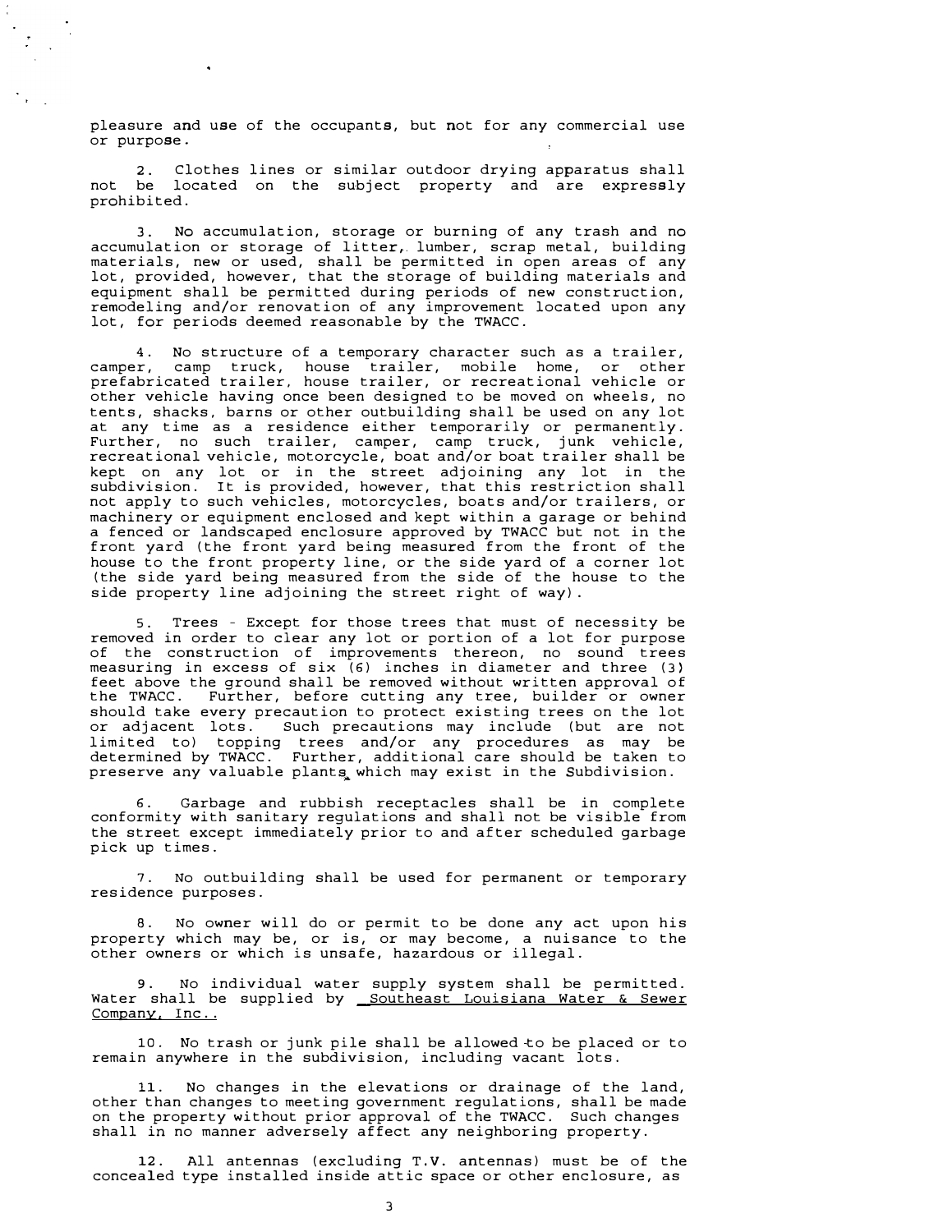pleasure and use of the occupants, but not for any commercial use or purpose.

2. Clothes lines or similar outdoor drying apparatus shall not be located on the subject property and are expressly prohibited.

3. No accumulation, storage or burning of any trash and no accumulation or storage of litter, lumber, scrap metal, building materials, new or used, shall be permitted in open areas of any lot, provided, however, that the storage of building materials and equipment shall be permitted during periods of new construction, remodeling and/or renovation of any improvement located upon any lot, for periods deemed reasonable by the TWACC.

4. No structure of a temporary character such as a trailer, camper, camp truck, house trailer, mobile home, or other prefabricated trailer, house trailer, or recreational vehicle or other vehicle having once been designed to be moved on wheels, no tents, shacks, barns or other outbuilding shall be used on any lot at any time as a residence either temporarily or permanently. Further, no such trailer, camper, camp truck, junk vehicle, recreational vehicle, motorcycle, boat and/or boat trailer shall be kept on any lot or in the street adjoining any lot in the subdivision. It is provided, however, that this restriction shall not apply to such vehicles, motorcycles, boats and/or trailers, or machinery or equipment enclosed and kept within a garage or behind a fenced or landscaped enclosure approved by TWACC but not in the front yard (the front yard being measured from the front of the house to the front property line, or the side yard of a corner lot (the side yard being measured from the side of the house to the side property line adjoining the street right of way).

5. Trees - Except for those trees that must of necessity be removed in order to clear any lot or portion of a lot for purpose of the construction of improvements thereon, no sound trees measuring in excess of six (6) inches in diameter and three (3) feet above the ground shall be removed without written approval of the TWACC. Further, before cutting any tree, builder or owner should take every precaution to protect existing trees on the lot or adjacent lots. Such precautions may include (but are not limited to) topping trees and/or any procedures as may be determined by TWACC. Further, additional care should be taken to preserve any valuable plants which may exist in the Subdivision.

6. Garbage and rubbish receptacles shall be in complete conformity with sanitary regulations and shall not be visible from the street except immediately prior to and after scheduled garbage pick up times.

7. No outbuilding shall be used for permanent or temporary residence purposes.

8. No owner will do or permit to be done any act upon his property which may be, or is, or may become, a nuisance to the other owners or which is unsafe, hazardous or illegal.

9. No individual water supply system shall be permitted. Water shall be supplied by Southeast Louisiana Water & Sewer Company, Inc..

10. No trash or junk pile shall be allowed to be placed or to remain anywhere in the subdivision, including vacant lots.

11. No changes in the elevations or drainage of the land, other than changes to meeting government regulations, shall be made on the property without prior approval of the TWACC. Such changes shall in no manner adversely affect any neighboring property.

12. All antennas (excluding T.V. antennas) must be of the concealed type installed inside attic space or other enclosure, as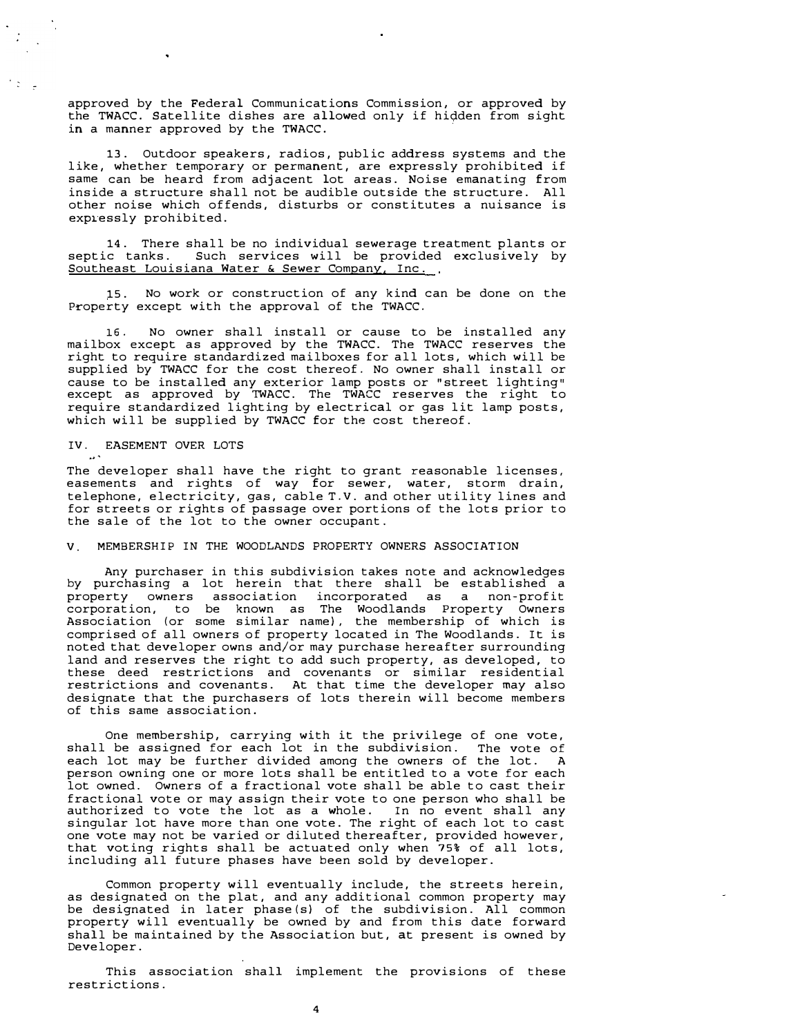approved by the Federal Communications Commission, or approved by the TWACC. Satellite dishes are allowed only if hidden from sight in a manner approved by the TWACC.

13. Outdoor speakers, radios, public address systems and the like, whether temporary or permanent, are expressly prohibited if same can be heard from adjacent lot areas. Noise emanating from inside a structure shall not be audible outside the structure. All other noise which offends, disturbs or constitutes a nuisance is expressly prohibited.

14. There shall be no individual sewerage treatment plants or septic tanks. Such services will be provided exclusively by Southeast Louisiana Water & Sewer Company, Inc. .

15. No work or construction of any kind can be done on the Property except with the approval of the TWACC.

16. No owner shall install or cause to be installed any mailbox except as approved by the TWACC. The TWACC reserves the right to require standardized mailboxes for all lots, which will be supplied by TWACC for the cost thereof. No owner shall install or cause to be installed any exterior lamp posts or "street lighting" except as approved by TWACC. The TWACC reserves the right to require standardized lighting by electrical or gas lit lamp posts, which will be supplied by TWACC for the cost thereof.

## IV. EASEMENT OVER LOTS

The developer shall have the right to grant reasonable licenses, easements and rights of way for sewer, water, storm drain, telephone, electricity, gas, cable T.V. and other utility lines and for streets or rights of passage over portions of the lots prior to the sale of the lot to the owner occupant.

## V. MEMBERSHIP IN THE WOODLANDS PROPERTY OWNERS ASSOCIATION

Any purchaser in this subdivision takes note and acknowledges by purchasing a lot herein that there shall be established a property owners association incorporated as a non-profit corporation, to be known as The Woodlands Property Owners Association (or some similar name), the membership of which is comprised of all owners of property located in The Woodlands. It is noted that developer owns and/or may purchase hereafter surrounding land and reserves the right to add such property, as developed, to these deed restrictions and covenants or similar residential restrictions and covenants. At that time the developer may also designate that the purchasers of lots therein will become members of this same association.

One membership, carrying with it the privilege of one vote, shall be assigned for each lot in the subdivision. The vote of each lot may be further divided among the owners of the lot. A person owning one or more lots shall be entitled to a vote for each lot owned. Owners of a fractional vote shall be able to cast their fractional vote or may assign their vote to one person who shall be authorized to vote the lot as a whole. In no event shall any singular lot have more than one vote. The right of each lot to cast one vote may not be varied or diluted thereafter, provided however, that voting rights shall be actuated only when 75% of all lots, including all future phases have been sold by developer.

Common property will eventually include, the streets herein, as designated on the plat, and any additional common property may be designated in later phase(s) of the subdivision. All common property will eventually be owned by and from this date forward shall be maintained by the Association but, at present is owned by Developer.

This association shall implement the provisions of these restrictions.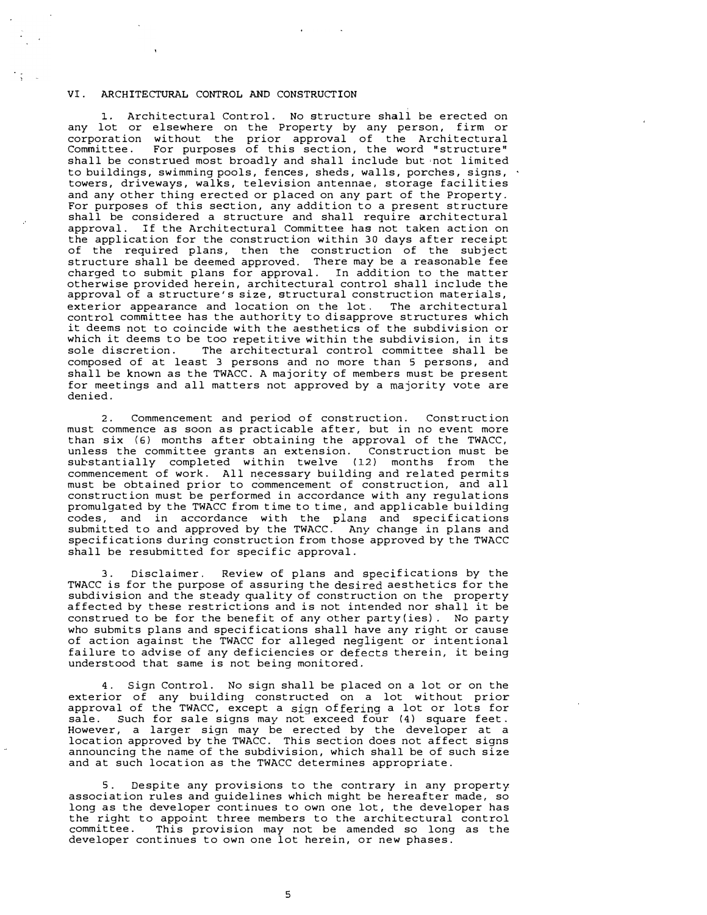## VI. ARCHITECTURAL CONTROL AND CONSTRUCTION

1. Architectural Control. No structure shall be erected on any lot or elsewhere on the Property by any person, firm or corporation without the prior approval of the Architectural Committee. For purposes of this section, the word "structure" shall be construed most broadly and shall include but not limited to buildings, swimming pools, fences, sheds, walls, porches, signs, towers, driveways, walks, television antennae, storage facilities and any other thing erected or placed on any part of the Property. For purposes of this section, any addition to a present structure shall be considered a structure and shall require architectural approval. If the Architectural Committee has not taken action on the application for the construction within 30 days after receipt of the required plans, then the construction of the subject structure shall be deemed approved. There may be a reasonable fee charged to submit plans for approval. In addition to the matter otherwise provided herein, architectural control shall include the approval of a structure's size, structural construction materials, exterior appearance and location on the lot. The architectural control committee has the authority to disapprove structures which it deems not to coincide with the aesthetics of the subdivision or which it deems to be too repetitive within the subdivision, in its sole discretion. The architectural control committee shall be composed of at least 3 persons and no more than 5 persons, and shall be known as the TWACC. A majority of members must be present for meetings and all matters not approved by a majority vote are denied.

2. Commencement and period of construction. Construction must commence as soon as practicable after, but in no event more than six (6) months after obtaining the approval of the TWACC, unless the committee grants an extension. Construction must be substantially completed within twelve (12) months from the commencement of work. All necessary building and related permits must be obtained prior to commencement of construction, and all construction must be performed in accordance with any regulations promulgated by the TWACC from time to time, and applicable building codes, and in accordance with the plans and specifications submitted to and approved by the TWACC. Any change in plans and specifications during construction from those approved by the TWACC shall be resubmitted for specific approval.

3. Disclaimer. Review of plans and specifications by the TWACC is for the purpose of assuring the desired aesthetics for the subdivision and the steady quality of construction on the property affected by these restrictions and is not intended nor shall it be construed to be for the benefit of any other party(ies). No party who submits plans and specifications shall have any right or cause of action against the TWACC for alleged negligent or intentional failure to advise of any deficiencies or defects therein, it being understood that same is not being monitored.

4. Sign Control. No sign shall be placed on a lot or on the exterior of any building constructed on a lot without prior approval of the TWACC, except a sign offering a lot or lots for sale. Such for sale signs may not exceed four (4) square feet. However, a larger sign may be erected by the developer at a location approved by the TWACC. This section does not affect signs announcing the name of the subdivision, which shall be of such size and at such location as the TWACC determines appropriate.

5. Despite any provisions to the contrary in any property association rules and guidelines which might be hereafter made, so long as the developer continues to own one lot, the developer has the right to appoint three members to the architectural control committee. This provision may not be amended so long as the developer continues to own one lot herein, or new phases.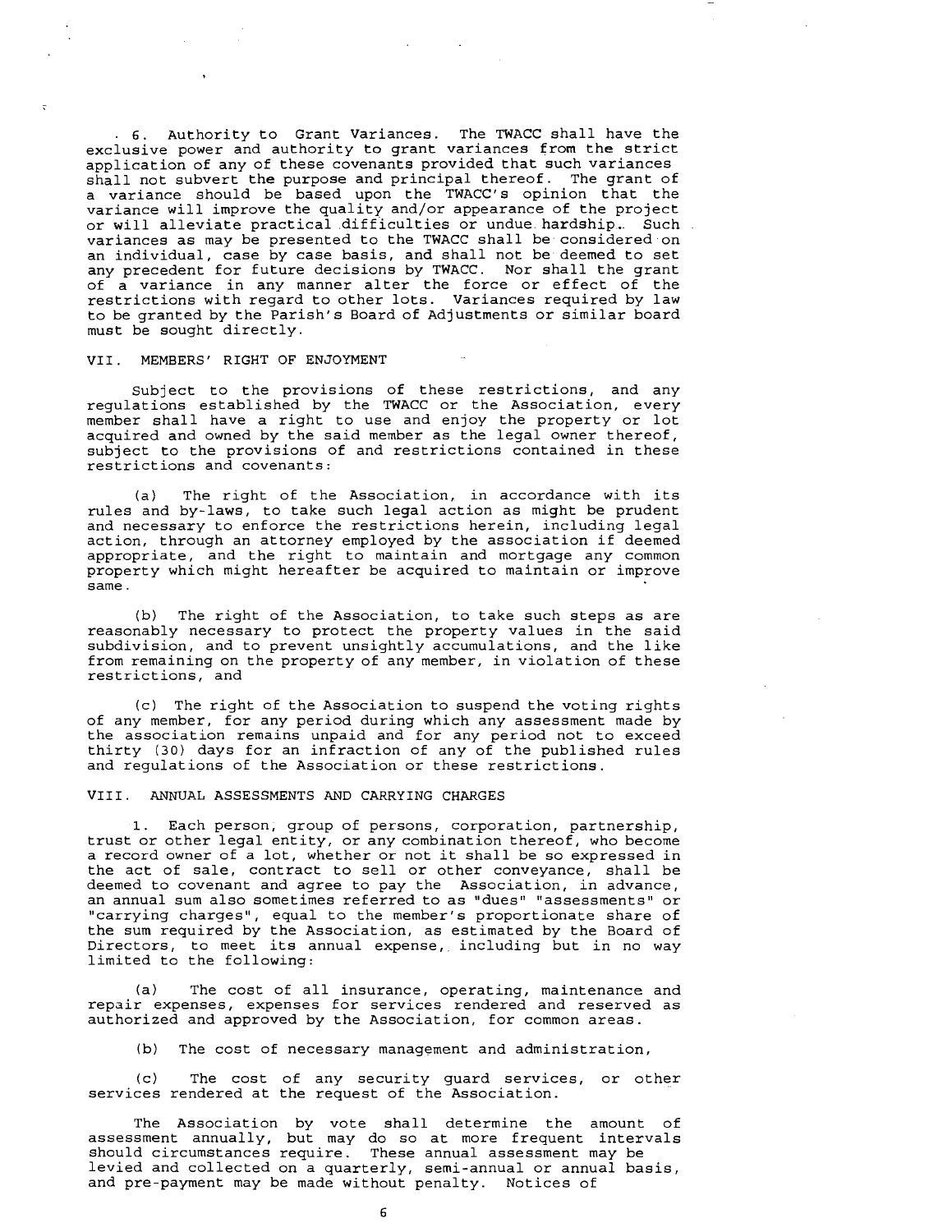6. Authority to Grant Variances. The TWACC shall have the exclusive power and authority to grant variances from the strict application of any of these covenants provided that such variances shall not subvert the purpose and principal thereof. The grant of a variance should be based upon the TWACC's opinion that the variance will improve the quality and/or appearance of the project or will alleviate practical difficulties or undue hardship. Such variances as may be presented to the TWACC shall be considered on an individual, case by case basis, and shall not be deemed to set any precedent for future decisions by TWACC. Nor shall the grant of a variance in any manner alter the force or effect of the restrictions with regard to other lots. Variances required by law to be granted by the Parish's Board of Adjustments or similar board must be sought directly.

## VII. MEMBERS' RIGHT OF ENJOYMENT

Subject to the provisions of these restrictions, and any regulations established by the TWACC or the Association, every member shall have a right to use and enjoy the property or lot acquired and owned by the said member as the legal owner thereof, subject to the provisions of and restrictions contained in these restrictions and covenants:

(a) The right of the Association, in accordance with its rules and by-laws, to take such legal action as might be prudent and necessary to enforce the restrictions herein, including legal action, through an attorney employed by the association if deemed appropriate, and the right to maintain and mortgage any common property which might hereafter be acquired to maintain or improve same.

(b) The right of the Association, to take such steps as are reasonably necessary to protect the property values in the said subdivision, and to prevent unsightly accumulations, and the like from remaining on the property of any member, in violation of these restrictions, and

(c) The right of the Association to suspend the voting rights of any member, for any period during which any assessment made by the association remains unpaid and for any period not to exceed thirty (30) days for an infraction of any of the published rules and regulations of the Association or these restrictions.

## VIII. ANNUAL ASSESSMENTS AND CARRYING CHARGES

1. Each person, group of persons, corporation, partnership, trust or other legal entity, or any combination thereof, who become a record owner of a lot, whether or not it shall be so expressed in the act of sale, contract to sell or other conveyance, shall be deemed to covenant and agree to pay the Association, in advance, an annual sum also sometimes referred to as "dues" "assessments" or "carrying charges", equal to the member's proportionate share of the sum required by the Association, as estimated by the Board of Directors, to meet its annual expense, including but in no way limited to the following:

(a) The cost of all insurance, operating, maintenance and repair expenses, expenses for services rendered and reserved as authorized and approved by the Association, for common areas.

(b) The cost of necessary management and administration,

(c) The cost of any security guard services, or other services rendered at the request of the Association.

The Association by vote shall determine the amount of assessment annually, but may do so at more frequent intervals should circumstances require. These annual assessment may be levied and collected on a quarterly, semi-annual or annual basis, and pre-payment may be made without penalty. Notices of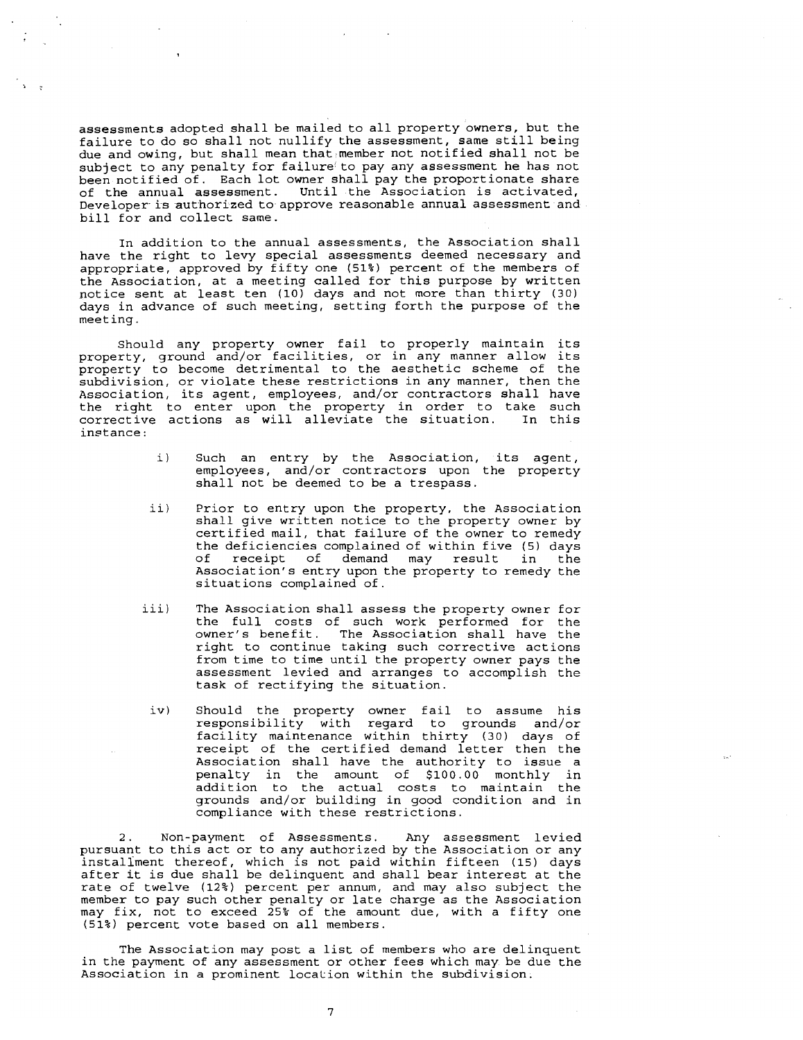assessments adopted shall be mailed to all property owners, but the failure to do so shall not nullify the assessment, same still being due and owing, but shall mean that member not notified shall not be subject to any penalty for failure to pay any assessment he has not been notified of. Each lot owner shall pay the proportionate share of the annual assessment. Until the Association is activated, Developer is authorized to approve reasonable annual assessment and bill for and collect same.

In addition to the annual assessments, the Association shall have the right to levy special assessments deemed necessary and appropriate, approved by fifty one (51%) percent of the members of the Association, at a meeting called for this purpose by written notice sent at least ten (10) days and not more than thirty (30) days in advance of such meeting, setting forth the purpose of the meeting.

Should any property owner fail to properly maintain its property, ground and/or facilities, or in any manner allow its property to become detrimental to the aesthetic scheme of the subdivision, or violate these restrictions in any manner, then the Association, its agent, employees, and/or contractors shall have the right to enter upon the property in order to take such corrective actions as will alleviate the situation. In this instance:

i) Such an entry by the Association, its agent, employees, and/or contractors upon the property shall not be deemed to be a trespass.

ii) Prior to entry upon the property, the Association shall give written notice to the property owner by certified mail, that failure of the owner to remedy the deficiencies complained of within five (5) days of receipt of demand may result in the Association's entry upon the property to remedy the situations complained of.

iii) The Association shall assess the property owner for the full costs of such work performed for the owner's benefit. The Association shall have the right to continue taking such corrective actions from time to time until the property owner pays the assessment levied and arranges to accomplish the task of rectifying the situation.

iv) Should the property owner fail to assume his responsibility with regard to grounds and/or facility maintenance within thirty (30) days of receipt of the certified demand letter then the Association shall have the authority to issue a penalty in the amount of $100.00 monthly in addition to the actual costs to maintain the grounds and/or building in good condition and in compliance with these restrictions.

2. Non-payment of Assessments. Any assessment levied pursuant to this act or to any authorized by the Association or any installment thereof, which is not paid within fifteen (15) days after it is due shall be delinquent and shall bear interest at the rate of twelve (12%) percent per annum, and may also subject the member to pay such other penalty or late charge as the Association may fix, not to exceed 25% of the amount due, with a fifty one (51%) percent vote based on all members.

The Association may post a list of members who are delinquent in the payment of any assessment or other fees which may be due the Association in a prominent location within the subdivision.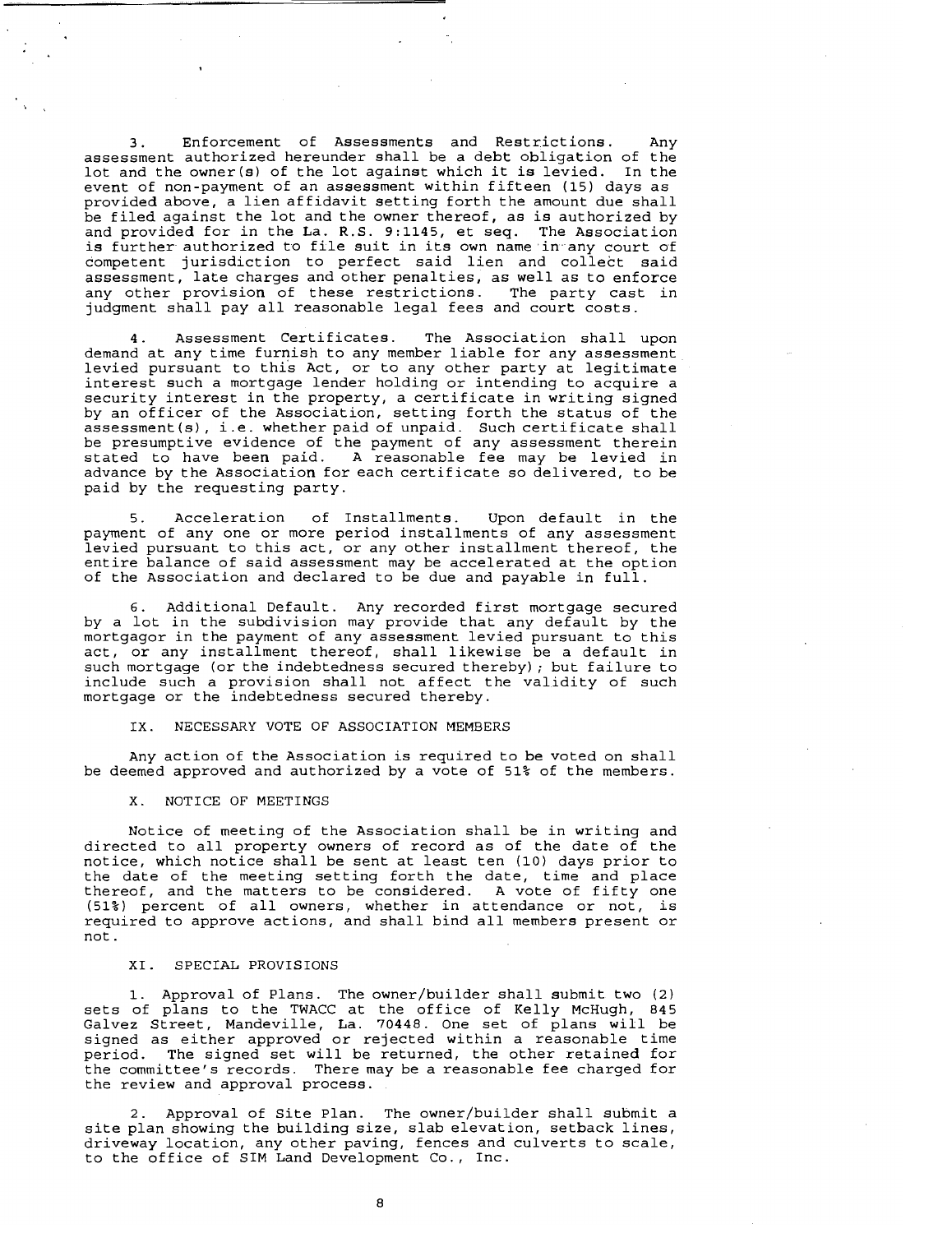3. Enforcement of Assessments and Restrictions. Any assessment authorized hereunder shall be a debt obligation of the lot and the owner(s) of the lot against which it is levied. In the event of non-payment of an assessment within fifteen (15) days as provided above, a lien affidavit setting forth the amount due shall be filed against the lot and the owner thereof, as is authorized by and provided for in the La. R.S. 9:1145, et seq. The Association is further authorized to file suit in its own name in any court of competent jurisdiction to perfect said lien and collect said assessment, late charges and other penalties, as well as to enforce any other provision of these restrictions. The party cast in judgment shall pay all reasonable legal fees and court costs.

4. Assessment Certificates. The Association shall upon demand at any time furnish to any member liable for any assessment levied pursuant to this Act, or to any other party at legitimate interest such a mortgage lender holding or intending to acquire a security interest in the property, a certificate in writing signed by an officer of the Association, setting forth the status of the assessment(s), i.e. whether paid of unpaid. Such certificate shall be presumptive evidence of the payment of any assessment therein stated to have been paid. A reasonable fee may be levied in advance by the Association for each certificate so delivered, to be paid by the requesting party.

5. Acceleration of Installments. Upon default in the payment of any one or more period installments of any assessment levied pursuant to this act, or any other installment thereof, the entire balance of said assessment may be accelerated at the option of the Association and declared to be due and payable in full.

6. Additional Default. Any recorded first mortgage secured by a lot in the subdivision may provide that any default by the mortgagor in the payment of any assessment levied pursuant to this act, or any installment thereof, shall likewise be a default in such mortgage (or the indebtedness secured thereby); but failure to include such a provision shall not affect the validity of such mortgage or the indebtedness secured thereby.

## IX. NECESSARY VOTE OF ASSOCIATION MEMBERS

Any action of the Association is required to be voted on shall be deemed approved and authorized by a vote of 51% of the members.

## X. NOTICE OF MEETINGS

Notice of meeting of the Association shall be in writing and directed to all property owners of record as of the date of the notice, which notice shall be sent at least ten (10) days prior to the date of the meeting setting forth the date, time and place thereof, and the matters to be considered. A vote of fifty one (51%) percent of all owners, whether in attendance or not, is required to approve actions, and shall bind all members present or not.

## XI. SPECIAL PROVISIONS

1. Approval of Plans. The owner/builder shall submit two (2) sets of plans to the TWACC at the office of Kelly McHugh, 845 Galvez Street, Mandeville, La. 70448. One set of plans will be signed as either approved or rejected within a reasonable time period. The signed set will be returned, the other retained for the committee's records. There may be a reasonable fee charged for the review and approval process.

2. Approval of Site Plan. The owner/builder shall submit a site plan showing the building size, slab elevation, setback lines, driveway location, any other paving, fences and culverts to scale, to the office of SIM Land Development Co., Inc.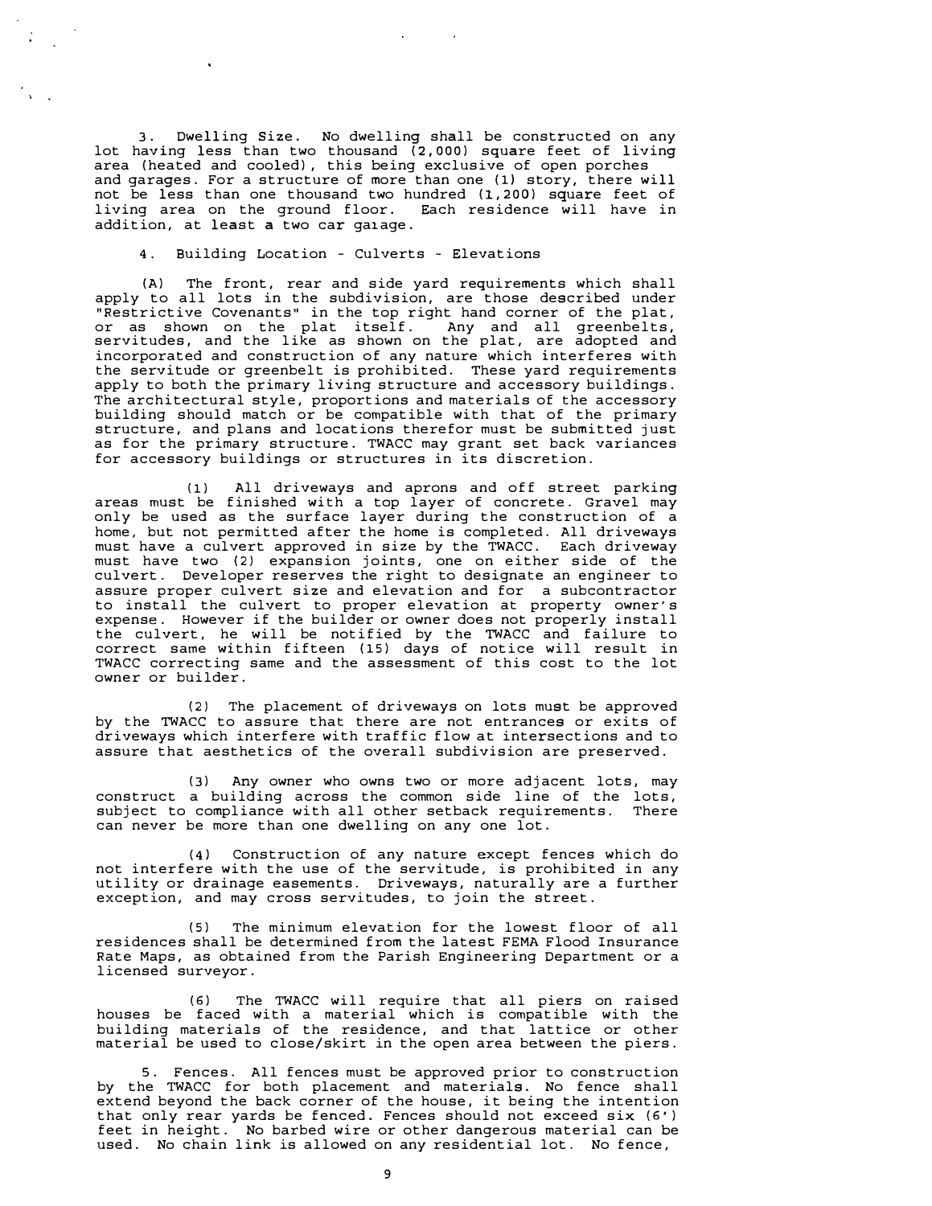3. Dwelling Size. No dwelling shall be constructed on any lot having less than two thousand (2,000) square feet of living area (heated and cooled), this being exclusive of open porches and garages. For a structure of more than one (1) story, there will not be less than one thousand two hundred (1,200) square feet of living area on the ground floor. Each residence will have in addition, at least a two car garage.

4. Building Location - Culverts - Elevations

(A) The front, rear and side yard requirements which shall apply to all lots in the subdivision, are those described under "Restrictive Covenants" in the top right hand corner of the plat, or as shown on the plat itself. Any and all greenbelts, servitudes, and the like as shown on the plat, are adopted and incorporated and construction of any nature which interferes with the servitude or greenbelt is prohibited. These yard requirements apply to both the primary living structure and accessory buildings. The architectural style, proportions and materials of the accessory building should match or be compatible with that of the primary structure, and plans and locations therefor must be submitted just as for the primary structure. TWACC may grant set back variances for accessory buildings or structures in its discretion.

(1) All driveways and aprons and off street parking areas must be finished with a top layer of concrete. Gravel may only be used as the surface layer during the construction of a home, but not permitted after the home is completed. All driveways must have a culvert approved in size by the TWACC. Each driveway must have two (2) expansion joints, one on either side of the culvert. Developer reserves the right to designate an engineer to assure proper culvert size and elevation and for a subcontractor to install the culvert to proper elevation at property owner's expense. However if the builder or owner does not properly install the culvert, he will be notified by the TWACC and failure to correct same within fifteen (15) days of notice will result in TWACC correcting same and the assessment of this cost to the lot owner or builder.

(2) The placement of driveways on lots must be approved by the TWACC to assure that there are not entrances or exits of driveways which interfere with traffic flow at intersections and to assure that aesthetics of the overall subdivision are preserved.

(3) Any owner who owns two or more adjacent lots, may construct a building across the common side line of the lots, subject to compliance with all other setback requirements. There can never be more than one dwelling on any one lot.

(4) Construction of any nature except fences which do not interfere with the use of the servitude, is prohibited in any utility or drainage easements. Driveways, naturally are a further exception, and may cross servitudes, to join the street.

(5) The minimum elevation for the lowest floor of all residences shall be determined from the latest FEMA Flood Insurance Rate Maps, as obtained from the Parish Engineering Department or a licensed surveyor.

(6) The TWACC will require that all piers on raised houses be faced with a material which is compatible with the building materials of the residence, and that lattice or other material be used to close/skirt in the open area between the piers.

5. Fences. All fences must be approved prior to construction by the TWACC for both placement and materials. No fence shall extend beyond the back corner of the house, it being the intention that only rear yards be fenced. Fences should not exceed six (6') feet in height. No barbed wire or other dangerous material can be used. No chain link is allowed on any residential lot. No fence,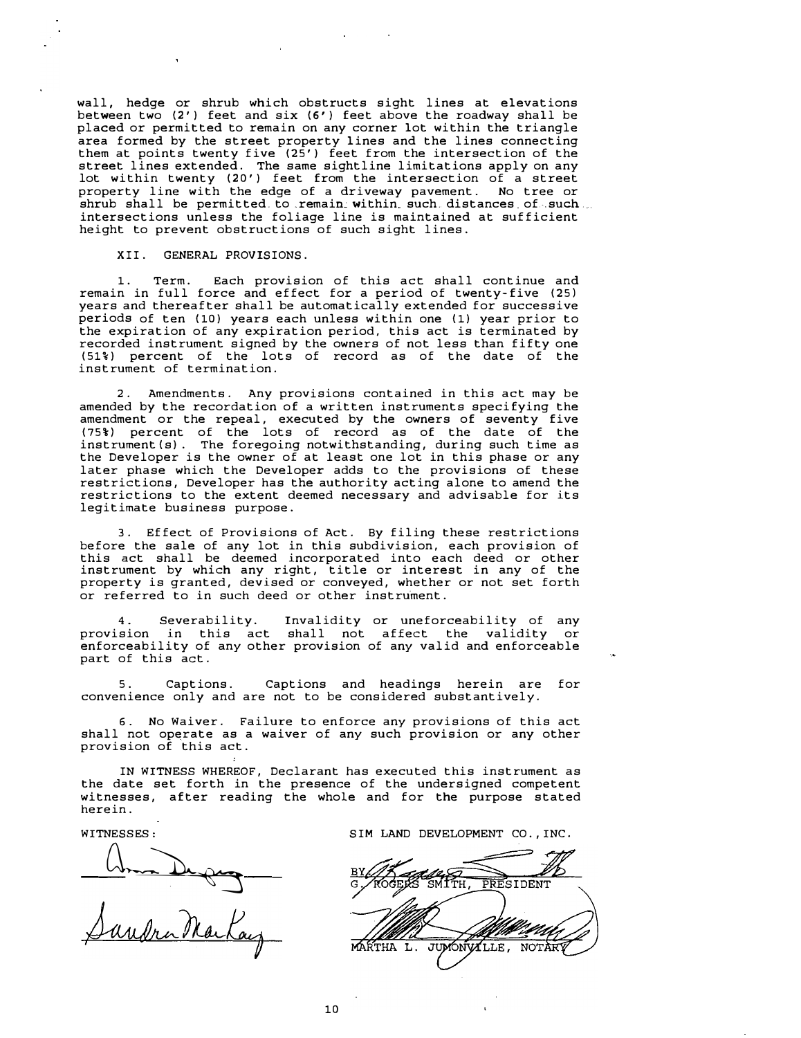wall, hedge or shrub which obstructs sight lines at elevations between two (2') feet and six (6') feet above the roadway shall be placed or permitted to remain on any corner lot within the triangle area formed by the street property lines and the lines connecting them at points twenty five (25') feet from the intersection of the street lines extended. The same sightline limitations apply on any lot within twenty (20') feet from the intersection of a street property line with the edge of a driveway pavement. No tree or shrub shall be permitted to remain within such distances of such intersections unless the foliage line is maintained at sufficient height to prevent obstructions of such sight lines.

XII. GENERAL PROVISIONS.

1. Term. Each provision of this act shall continue and remain in full force and effect for a period of twenty-five (25) years and thereafter shall be automatically extended for successive periods of ten (10) years each unless within one (1) year prior to the expiration of any expiration period, this act is terminated by recorded instrument signed by the owners of not less than fifty one (51%) percent of the lots of record as of the date of the instrument of termination.

2. Amendments. Any provisions contained in this act may be amended by the recordation of a written instruments specifying the amendment or the repeal, executed by the owners of seventy five (75%) percent of the lots of record as of the date of the instrument(s). The foregoing notwithstanding, during such time as the Developer is the owner of at least one lot in this phase or any later phase which the Developer adds to the provisions of these restrictions, Developer has the authority acting alone to amend the restrictions to the extent deemed necessary and advisable for its legitimate business purpose.

3. Effect of Provisions of Act. By filing these restrictions before the sale of any lot in this subdivision, each provision of this act shall be deemed incorporated into each deed or other instrument by which any right, title or interest in any of the property is granted, devised or conveyed, whether or not set forth or referred to in such deed or other instrument.

4. Severability. Invalidity or uneforceability of any provision in this act shall not affect the validity or enforceability of any other provision of any valid and enforceable part of this act.

5. Captions. Captions and headings herein are for convenience only and are not to be considered substantively.

6. No Waiver. Failure to enforce any provisions of this act shall not operate as a waiver of any such provision or any other provision of this act.

IN WITNESS WHEREOF, Declarant has executed this instrument as the date set forth in the presence of the undersigned competent witnesses, after reading the whole and for the purpose stated herein.

WITNESSES:

SIM LAND DEVELOPMENT CO., INC.

BY: G. ROGERS SMITH, PRESIDENT

MARTHA L. JUMONVILLE, NOTARY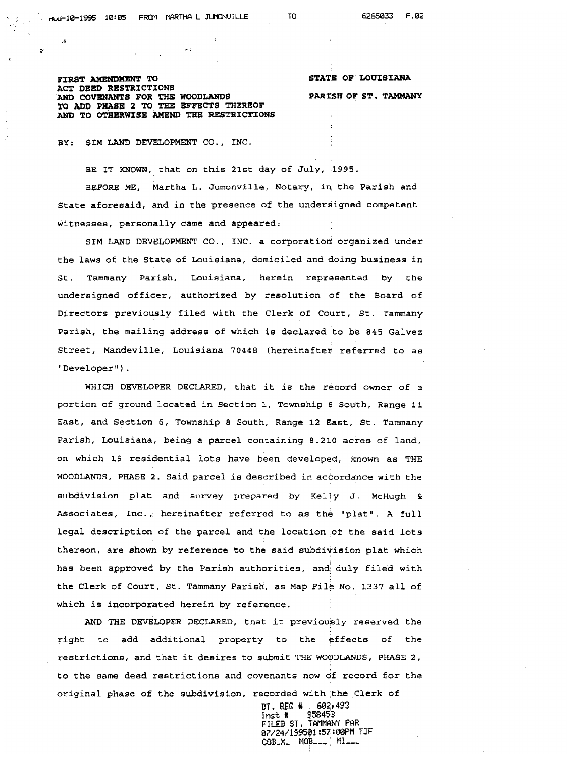FIRST AMENDMENT TO
ACT DEED RESTRICTIONS
AND COVENANTS FOR THE WOODLANDS
TO ADD PHASE 2 TO THE EFFECTS THEREOF
AND TO OTHERWISE AMEND THE RESTRICTIONS

STATE OF LOUISIANA

PARISH OF ST. TAMMANY

BY: SIM LAND DEVELOPMENT CO., INC.

BE IT KNOWN, that on this 21st day of July, 1995.

BEFORE ME, Martha L. Jumonville, Notary, in the Parish and State aforesaid, and in the presence of the undersigned competent witnesses, personally came and appeared:

SIM LAND DEVELOPMENT CO., INC. a corporation organized under the laws of the State of Louisiana, domiciled and doing business in St. Tammany Parish, Louisiana, herein represented by the undersigned officer, authorized by resolution of the Board of Directors previously filed with the Clerk of Court, St. Tammany Parish, the mailing address of which is declared to be 845 Galvez Street, Mandeville, Louisiana 70448 (hereinafter referred to as "Developer").

WHICH DEVELOPER DECLARED, that it is the record owner of a portion of ground located in Section 1, Township 8 South, Range 11 East, and Section 6, Township 8 South, Range 12 East, St. Tammany Parish, Louisiana, being a parcel containing 8.210 acres of land, on which 19 residential lots have been developed, known as THE WOODLANDS, PHASE 2. Said parcel is described in accordance with the subdivision plat and survey prepared by Kelly J. McHugh & Associates, Inc., hereinafter referred to as the "plat". A full legal description of the parcel and the location of the said lots thereon, are shown by reference to the said subdivision plat which has been approved by the Parish authorities, and duly filed with the Clerk of Court, St. Tammany Parish, as Map File No. 1337 all of which is incorporated herein by reference.

AND THE DEVELOPER DECLARED, that it previously reserved the right to add additional property to the effects of the restrictions, and that it desires to submit THE WOODLANDS, PHASE 2, to the same deed restrictions and covenants now of record for the original phase of the subdivision, recorded with the Clerk of

DT. REG # 602,493
Inst # 958453
FILED ST. TAMMANY PAR
07/24/199501:57:00PM TJF
COB_X_ MOB___ MI___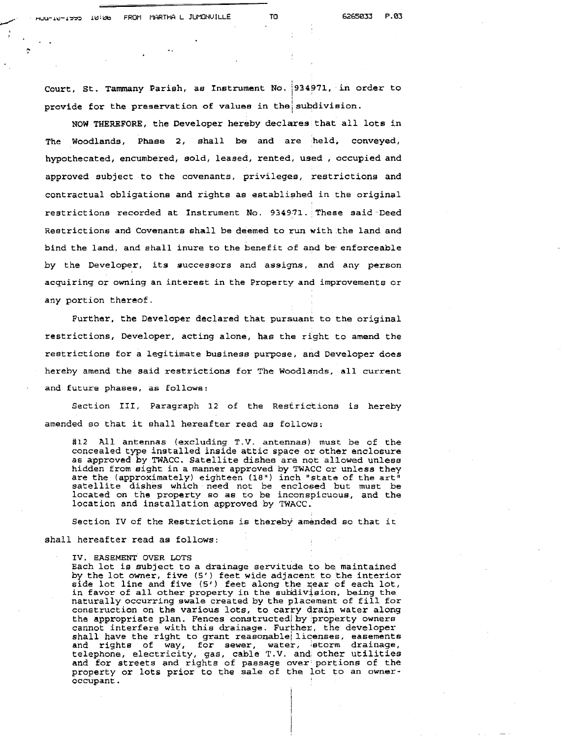Court, St. Tammany Parish, as Instrument No. 934971, in order to provide for the preservation of values in the subdivision.

NOW THEREFORE, the Developer hereby declares that all lots in The Woodlands, Phase 2, shall be and are held, conveyed, hypothecated, encumbered, sold, leased, rented, used , occupied and approved subject to the covenants, privileges, restrictions and contractual obligations and rights as established in the original restrictions recorded at Instrument No. 934971. These said Deed Restrictions and Covenants shall be deemed to run with the land and bind the land, and shall inure to the benefit of and be enforceable by the Developer, its successors and assigns, and any person acquiring or owning an interest in the Property and improvements or any portion thereof.

Further, the Developer declared that pursuant to the original restrictions, Developer, acting alone, has the right to amend the restrictions for a legitimate business purpose, and Developer does hereby amend the said restrictions for The Woodlands, all current and future phases, as follows:

Section III, Paragraph 12 of the Restrictions is hereby amended so that it shall hereafter read as follows:

> #12 All antennas (excluding T.V. antennas) must be of the concealed type installed inside attic space or other enclosure as approved by TWACC. Satellite dishes are not allowed unless hidden from sight in a manner approved by TWACC or unless they are the (approximately) eighteen (18") inch "state of the art" satellite dishes which need not be enclosed but must be located on the property so as to be inconspicuous, and the location and installation approved by TWACC.

Section IV of the Restrictions is thereby amended so that it shall hereafter read as follows:

> IV. EASEMENT OVER LOTS
> Each lot is subject to a drainage servitude to be maintained by the lot owner, five (5') feet wide adjacent to the interior side lot line and five (5') feet along the rear of each lot, in favor of all other property in the subdivision, being the naturally occurring swale created by the placement of fill for construction on the various lots, to carry drain water along the appropriate plan. Fences constructed by property owners cannot interfere with this drainage. Further, the developer shall have the right to grant reasonable licenses, easements and rights of way, for sewer, water, storm drainage, telephone, electricity, gas, cable T.V. and other utilities and for streets and rights of passage over portions of the property or lots prior to the sale of the lot to an owner-occupant.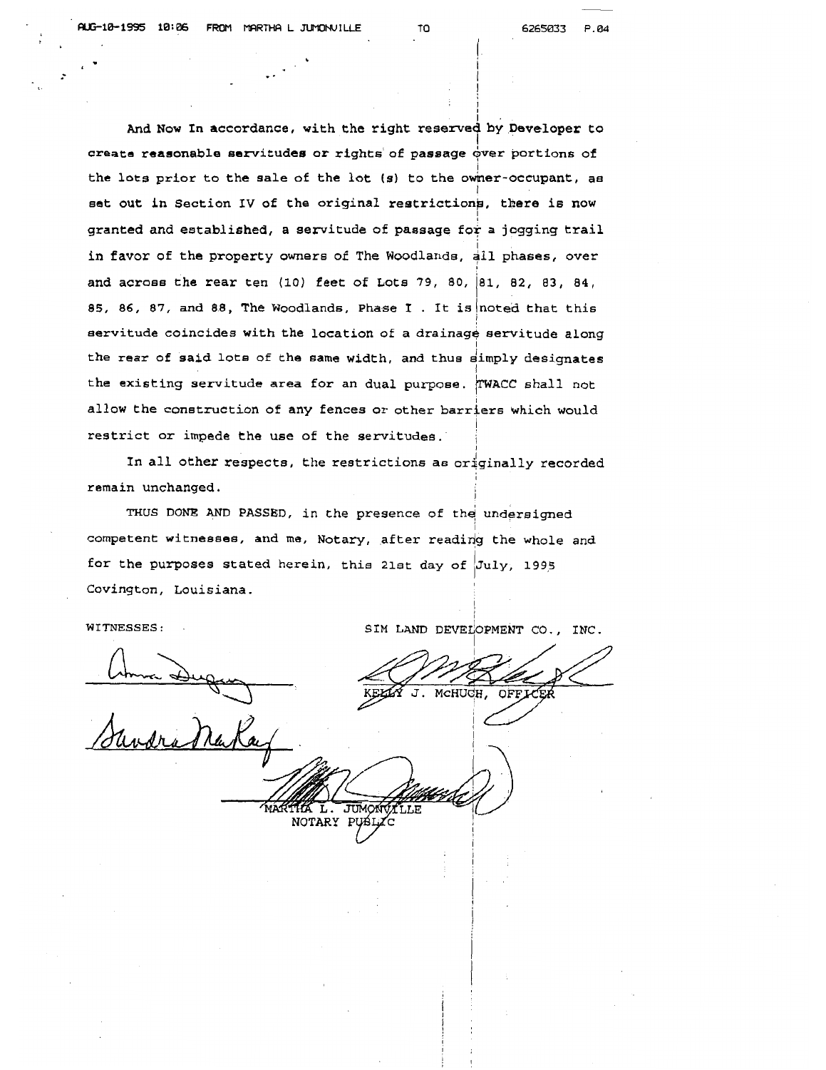And Now In accordance, with the right reserved by Developer to create reasonable servitudes or rights of passage over portions of the lots prior to the sale of the lot (s) to the owner-occupant, as set out in Section IV of the original restrictions, there is now granted and established, a servitude of passage for a jogging trail in favor of the property owners of The Woodlands, all phases, over and across the rear ten (10) feet of Lots 79, 80, 81, 82, 83, 84, 85, 86, 87, and 88, The Woodlands, Phase I . It is noted that this servitude coincides with the location of a drainage servitude along the rear of said lots of the same width, and thus simply designates the existing servitude area for an dual purpose. TWACC shall not allow the construction of any fences or other barriers which would restrict or impede the use of the servitudes.

In all other respects, the restrictions as originally recorded remain unchanged.

THUS DONE AND PASSED, in the presence of the undersigned competent witnesses, and me, Notary, after reading the whole and for the purposes stated herein, this 21st day of July, 1995 Covington, Louisiana.

WITNESSES:

SIM LAND DEVELOPMENT CO., INC.

KELLY J. McHUGH, OFFICER

MARTHA L. JUMONVILLE
NOTARY PUBLIC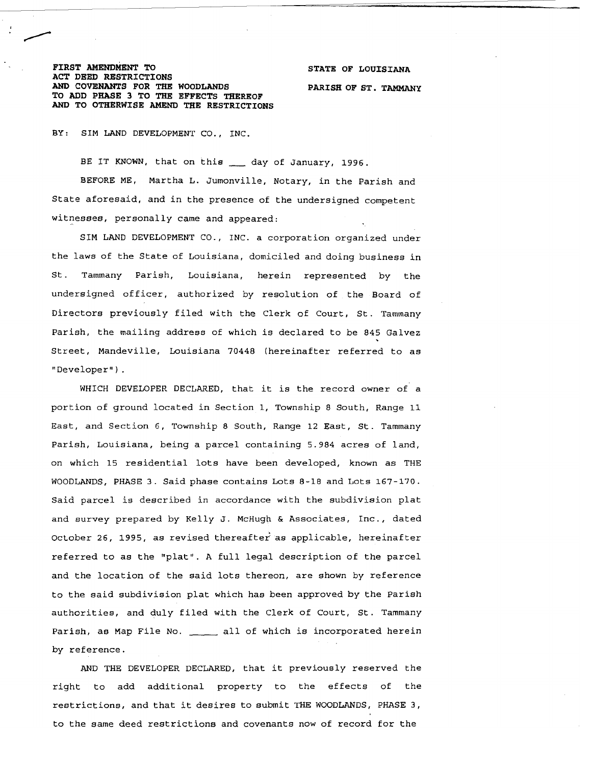**FIRST AMENDMENT TO ACT DEED RESTRICTIONS AND COVENANTS FOR THE WOODLANDS TO ADD PHASE 3 TO THE EFFECTS THEREOF AND TO OTHERWISE AMEND THE RESTRICTIONS**

**STATE OF LOUISIANA**

**PARISH OF ST. TAMMANY**

BY: SIM LAND DEVELOPMENT CO., INC.

BE IT KNOWN, that on this ___ day of January, 1996.

BEFORE ME, Martha L. Jumonville, Notary, in the Parish and State aforesaid, and in the presence of the undersigned competent witnesses, personally came and appeared:

SIM LAND DEVELOPMENT CO., INC. a corporation organized under the laws of the State of Louisiana, domiciled and doing business in St. Tammany Parish, Louisiana, herein represented by the undersigned officer, authorized by resolution of the Board of Directors previously filed with the Clerk of Court, St. Tammany Parish, the mailing address of which is declared to be 845 Galvez Street, Mandeville, Louisiana 70448 (hereinafter referred to as "Developer").

WHICH DEVELOPER DECLARED, that it is the record owner of a portion of ground located in Section 1, Township 8 South, Range 11 East, and Section 6, Township 8 South, Range 12 East, St. Tammany Parish, Louisiana, being a parcel containing 5.984 acres of land, on which 15 residential lots have been developed, known as THE WOODLANDS, PHASE 3. Said phase contains Lots 8-18 and Lots 167-170. Said parcel is described in accordance with the subdivision plat and survey prepared by Kelly J. McHugh & Associates, Inc., dated October 26, 1995, as revised thereafter as applicable, hereinafter referred to as the "plat". A full legal description of the parcel and the location of the said lots thereon, are shown by reference to the said subdivision plat which has been approved by the Parish authorities, and duly filed with the Clerk of Court, St. Tammany Parish, as Map File No. _____ all of which is incorporated herein by reference.

AND THE DEVELOPER DECLARED, that it previously reserved the right to add additional property to the effects of the restrictions, and that it desires to submit THE WOODLANDS, PHASE 3, to the same deed restrictions and covenants now of record for the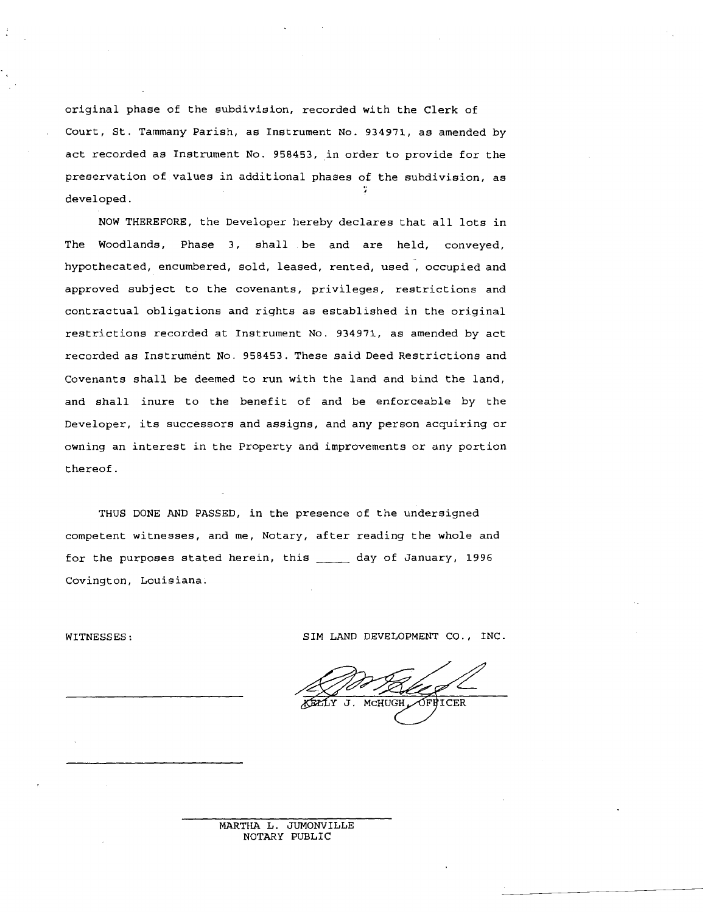original phase of the subdivision, recorded with the Clerk of Court, St. Tammany Parish, as Instrument No. 934971, as amended by act recorded as Instrument No. 958453, in order to provide for the preservation of values in additional phases of the subdivision, as developed.

NOW THEREFORE, the Developer hereby declares that all lots in The Woodlands, Phase 3, shall be and are held, conveyed, hypothecated, encumbered, sold, leased, rented, used, occupied and approved subject to the covenants, privileges, restrictions and contractual obligations and rights as established in the original restrictions recorded at Instrument No. 934971, as amended by act recorded as Instrument No. 958453. These said Deed Restrictions and Covenants shall be deemed to run with the land and bind the land, and shall inure to the benefit of and be enforceable by the Developer, its successors and assigns, and any person acquiring or owning an interest in the Property and improvements or any portion thereof.

THUS DONE AND PASSED, in the presence of the undersigned competent witnesses, and me, Notary, after reading the whole and for the purposes stated herein, this _____ day of January, 1996 Covington, Louisiana.

WITNESSES:

SIM LAND DEVELOPMENT CO., INC.

_______________________

KELLY J. MCHUGH, OFFICER

_______________________

_______________________

MARTHA L. JUMONVILLE
NOTARY PUBLIC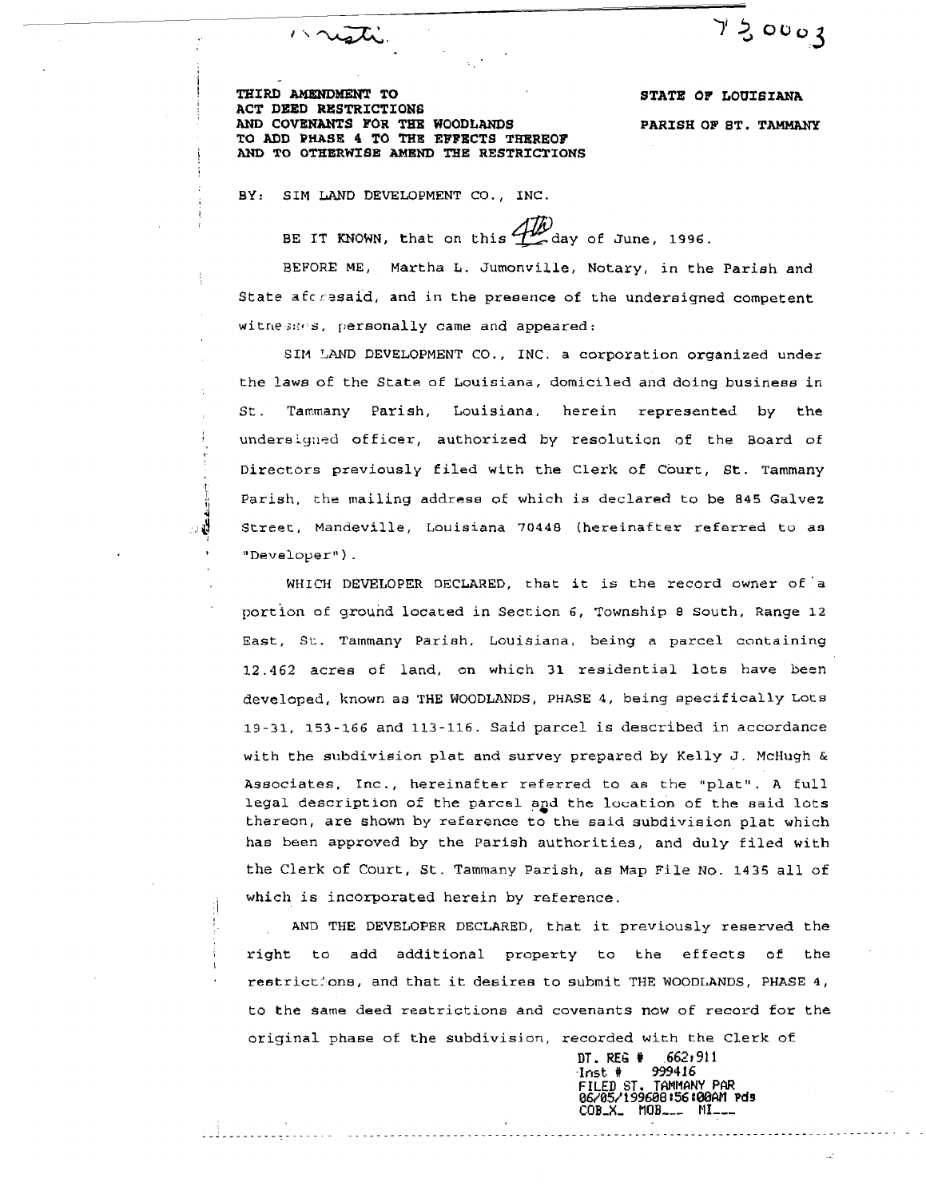THIRD AMENDMENT TO ACT DEED RESTRICTIONS AND COVENANTS FOR THE WOODLANDS TO ADD PHASE 4 TO THE EFFECTS THEREOF AND TO OTHERWISE AMEND THE RESTRICTIONS

STATE OF LOUISIANA

PARISH OF ST. TAMMANY

BY: SIM LAND DEVELOPMENT CO., INC.

BE IT KNOWN, that on this 4th day of June, 1996.

BEFORE ME, Martha L. Jumonville, Notary, in the Parish and State aforesaid, and in the presence of the undersigned competent witnesses, personally came and appeared:

SIM LAND DEVELOPMENT CO., INC. a corporation organized under the laws of the State of Louisiana, domiciled and doing business in St. Tammany Parish, Louisiana, herein represented by the undersigned officer, authorized by resolution of the Board of Directors previously filed with the Clerk of Court, St. Tammany Parish, the mailing address of which is declared to be 845 Galvez Street, Mandeville, Louisiana 70448 (hereinafter referred to as "Developer").

WHICH DEVELOPER DECLARED, that it is the record owner of a portion of ground located in Section 6, Township 8 South, Range 12 East, St. Tammany Parish, Louisiana, being a parcel containing 12.462 acres of land, on which 31 residential lots have been developed, known as THE WOODLANDS, PHASE 4, being specifically Lots 19-31, 153-166 and 113-116. Said parcel is described in accordance with the subdivision plat and survey prepared by Kelly J. McHugh & Associates, Inc., hereinafter referred to as the "plat". A full legal description of the parcel and the location of the said lots thereon, are shown by reference to the said subdivision plat which has been approved by the Parish authorities, and duly filed with the Clerk of Court, St. Tammany Parish, as Map File No. 1435 all of which is incorporated herein by reference.

AND THE DEVELOPER DECLARED, that it previously reserved the right to add additional property to the effects of the restrictions, and that it desires to submit THE WOODLANDS, PHASE 4, to the same deed restrictions and covenants now of record for the original phase of the subdivision, recorded with the Clerk of

DT. REG # 662,911
Inst # 999416
FILED ST. TAMMANY PAR
06/05/1996 08:56:00AM Pds
COB_X_ MOB___ MI___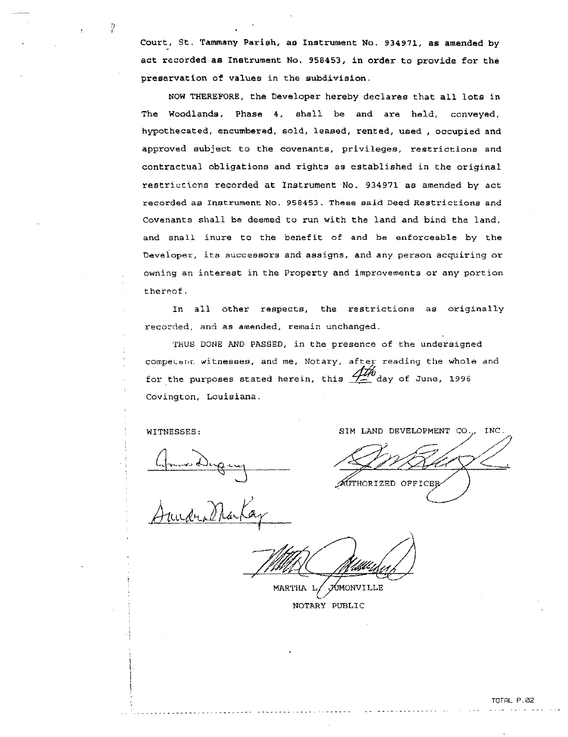Court, St. Tammany Parish, as Instrument No. 934971, as amended by act recorded as Instrument No. 958453, in order to provide for the preservation of values in the subdivision.

NOW THEREFORE, the Developer hereby declares that all lots in The Woodlands, Phase 4, shall be and are held, conveyed, hypothecated, encumbered, sold, leased, rented, used , occupied and approved subject to the covenants, privileges, restrictions and contractual obligations and rights as established in the original restrictions recorded at Instrument No. 934971 as amended by act recorded as Instrument No. 958453. These said Deed Restrictions and Covenants shall be deemed to run with the land and bind the land, and shall inure to the benefit of and be enforceable by the Developer, its successors and assigns, and any person acquiring or owning an interest in the Property and improvements or any portion thereof.

In all other respects, the restrictions as originally recorded, and as amended, remain unchanged.

THUS DONE AND PASSED, in the presence of the undersigned competent witnesses, and me, Notary, after reading the whole and for the purposes stated herein, this 4th day of June, 1996 Covington, Louisiana.

WITNESSES:

SIM LAND DEVELOPMENT CO., INC.

AUTHORIZED OFFICER

MARTHA L. JUMONVILLE

NOTARY PUBLIC

TOTAL P.02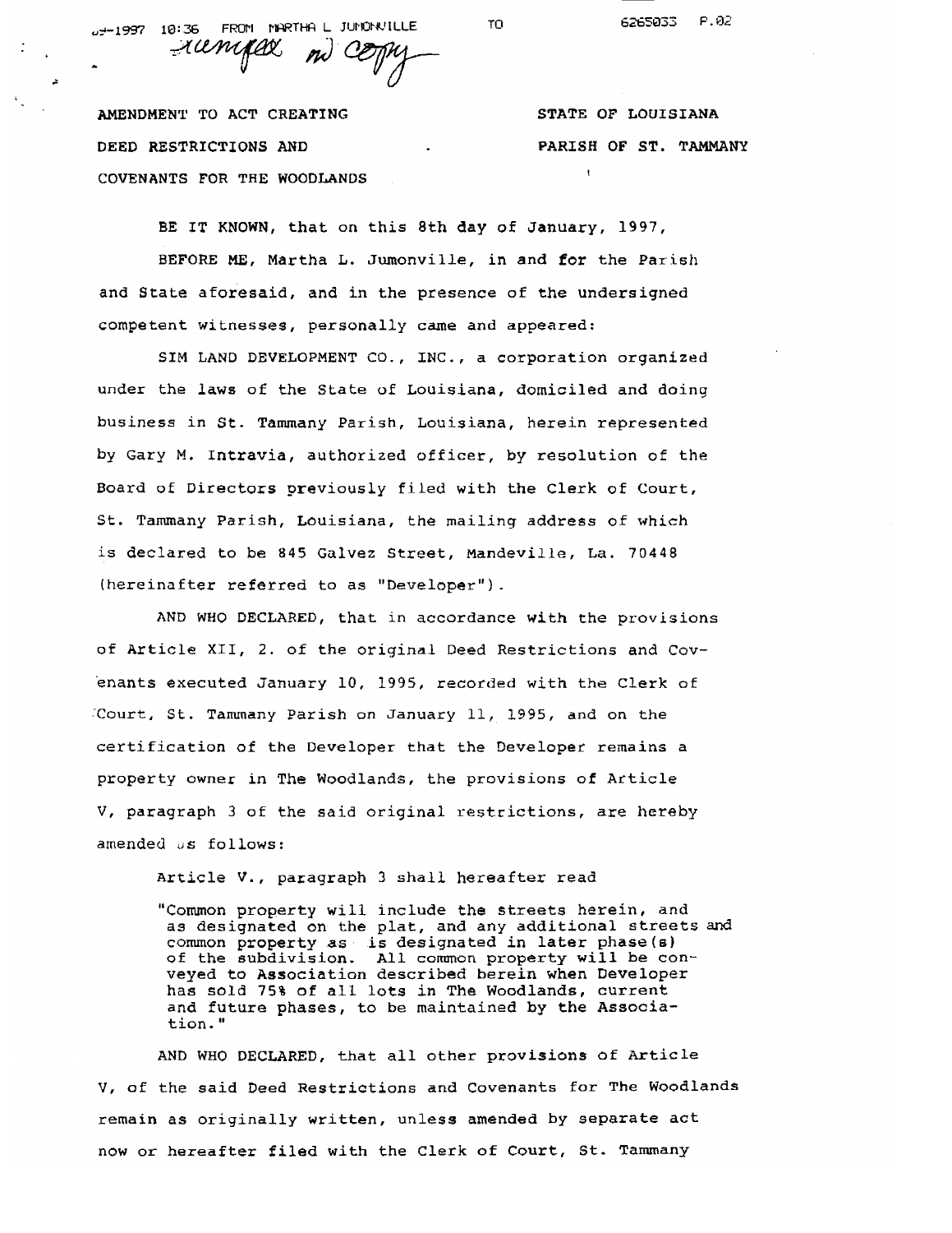AMENDMENT TO ACT CREATING
DEED RESTRICTIONS AND
COVENANTS FOR THE WOODLANDS

STATE OF LOUISIANA
PARISH OF ST. TAMMANY

BE IT KNOWN, that on this 8th day of January, 1997,

BEFORE ME, Martha L. Jumonville, in and for the Parish and State aforesaid, and in the presence of the undersigned competent witnesses, personally came and appeared:

SIM LAND DEVELOPMENT CO., INC., a corporation organized under the laws of the State of Louisiana, domiciled and doing business in St. Tammany Parish, Louisiana, herein represented by Gary M. Intravia, authorized officer, by resolution of the Board of Directors previously filed with the Clerk of Court, St. Tammany Parish, Louisiana, the mailing address of which is declared to be 845 Galvez Street, Mandeville, La. 70448 (hereinafter referred to as "Developer").

AND WHO DECLARED, that in accordance with the provisions of Article XII, 2. of the original Deed Restrictions and Covenants executed January 10, 1995, recorded with the Clerk of Court, St. Tammany Parish on January 11, 1995, and on the certification of the Developer that the Developer remains a property owner in The Woodlands, the provisions of Article V, paragraph 3 of the said original restrictions, are hereby amended as follows:

Article V., paragraph 3 shall hereafter read

"Common property will include the streets herein, and as designated on the plat, and any additional streets and common property as is designated in later phase(s) of the subdivision. All common property will be conveyed to Association described herein when Developer has sold 75% of all lots in The Woodlands, current and future phases, to be maintained by the Association."

AND WHO DECLARED, that all other provisions of Article V, of the said Deed Restrictions and Covenants for The Woodlands remain as originally written, unless amended by separate act now or hereafter filed with the Clerk of Court, St. Tammany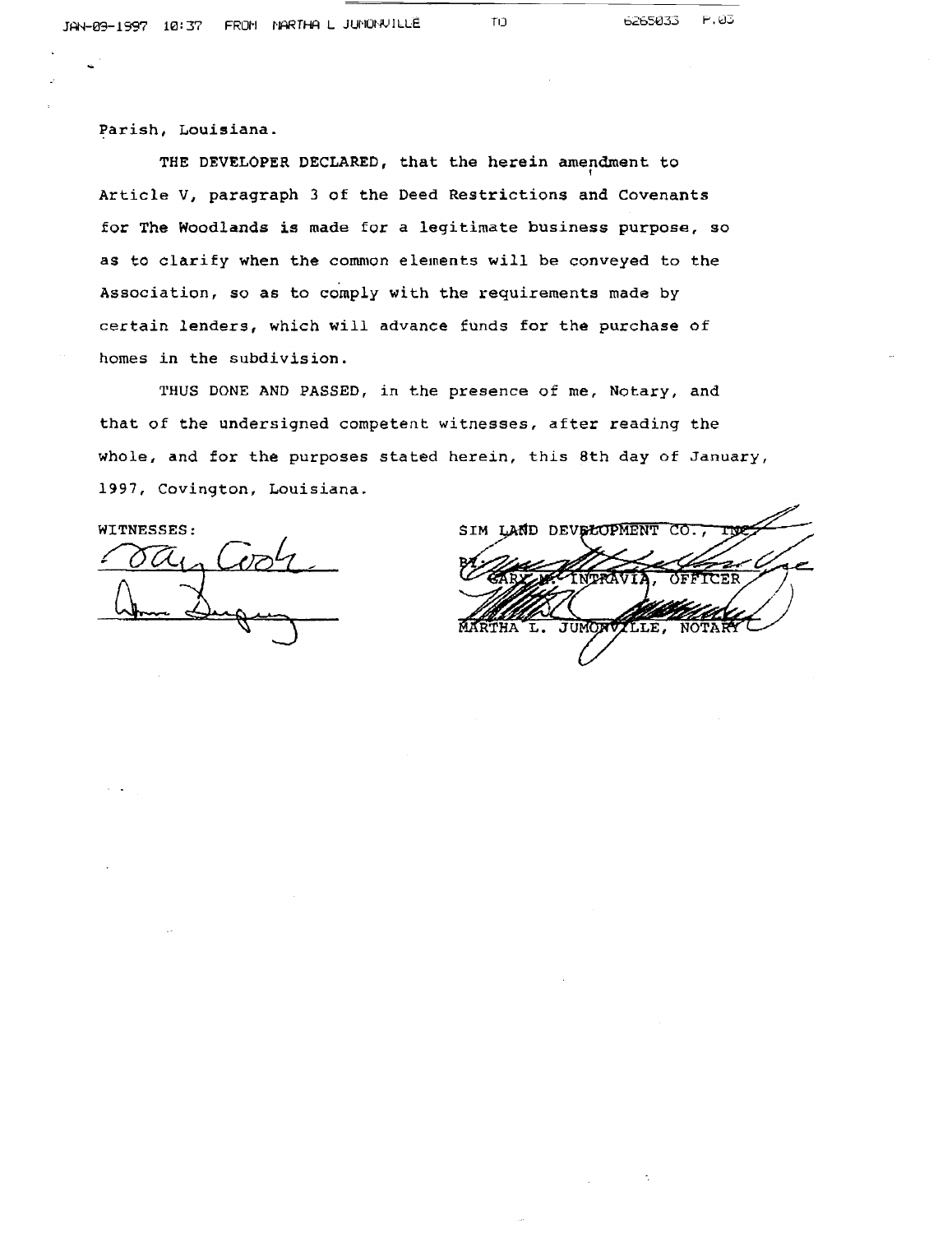Parish, Louisiana.

THE DEVELOPER DECLARED, that the herein amendment to Article V, paragraph 3 of the Deed Restrictions and Covenants for The Woodlands is made for a legitimate business purpose, so as to clarify when the common elements will be conveyed to the Association, so as to comply with the requirements made by certain lenders, which will advance funds for the purchase of homes in the subdivision.

THUS DONE AND PASSED, in the presence of me, Notary, and that of the undersigned competent witnesses, after reading the whole, and for the purposes stated herein, this 8th day of January, 1997, Covington, Louisiana.

WITNESSES:

SIM LAND DEVELOPMENT CO., INC.

BY: GARY M. INTRAVIA, OFFICER

MARTHA L. JUMONVILLE, NOTARY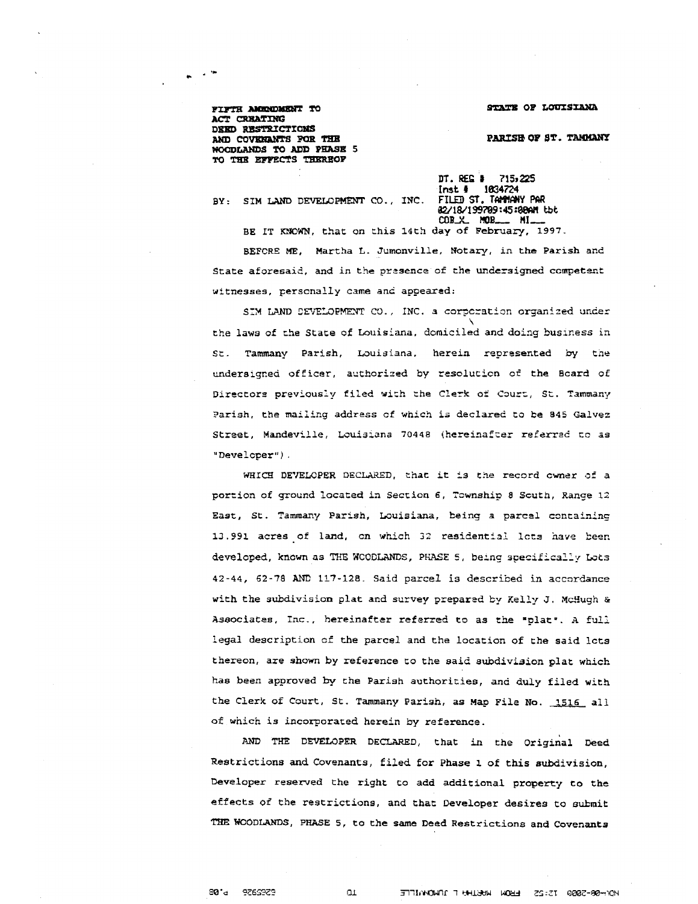**FIFTH AMENDMENT TO ACT CREATING DEED RESTRICTIONS AND COVENANTS FOR THE WOODLANDS TO ADD PHASE 5 TO THE EFFECTS THEREOF**

**STATE OF LOUISIANA**

**PARISH OF ST. TAMMANY**

BY: SIM LAND DEVELOPMENT CO., INC.

DT. REG # 715,225
Inst # 1034724
FILED ST. TAMMANY PAR
02/18/1997 09:45:00AM tbt
COB_X_ MOB___ MI___

BE IT KNOWN, that on this 14th day of February, 1997.

BEFORE ME, Martha L. Jumonville, Notary, in the Parish and State aforesaid, and in the presence of the undersigned competent witnesses, personally came and appeared:

SIM LAND DEVELOPMENT CO., INC. a corporation organized under the laws of the State of Louisiana, domiciled and doing business in St. Tammany Parish, Louisiana, herein represented by the undersigned officer, authorized by resolution of the Board of Directors previously filed with the Clerk of Court, St. Tammany Parish, the mailing address of which is declared to be 845 Galvez Street, Mandeville, Louisiana 70448 (hereinafter referred to as "Developer").

WHICH DEVELOPER DECLARED, that it is the record owner of a portion of ground located in Section 6, Township 8 South, Range 12 East, St. Tammany Parish, Louisiana, being a parcel containing 13.991 acres of land, on which 32 residential lots have been developed, known as THE WOODLANDS, PHASE 5, being specifically Lots 42-44, 62-78 AND 117-128. Said parcel is described in accordance with the subdivision plat and survey prepared by Kelly J. McHugh & Associates, Inc., hereinafter referred to as the "plat". A full legal description of the parcel and the location of the said lots thereon, are shown by reference to the said subdivision plat which has been approved by the Parish authorities, and duly filed with the Clerk of Court, St. Tammany Parish, as Map File No. 1516 all of which is incorporated herein by reference.

AND THE DEVELOPER DECLARED, that in the Original Deed Restrictions and Covenants, filed for Phase 1 of this subdivision, Developer reserved the right to add additional property to the effects of the restrictions, and that Developer desires to submit THE WOODLANDS, PHASE 5, to the same Deed Restrictions and Covenants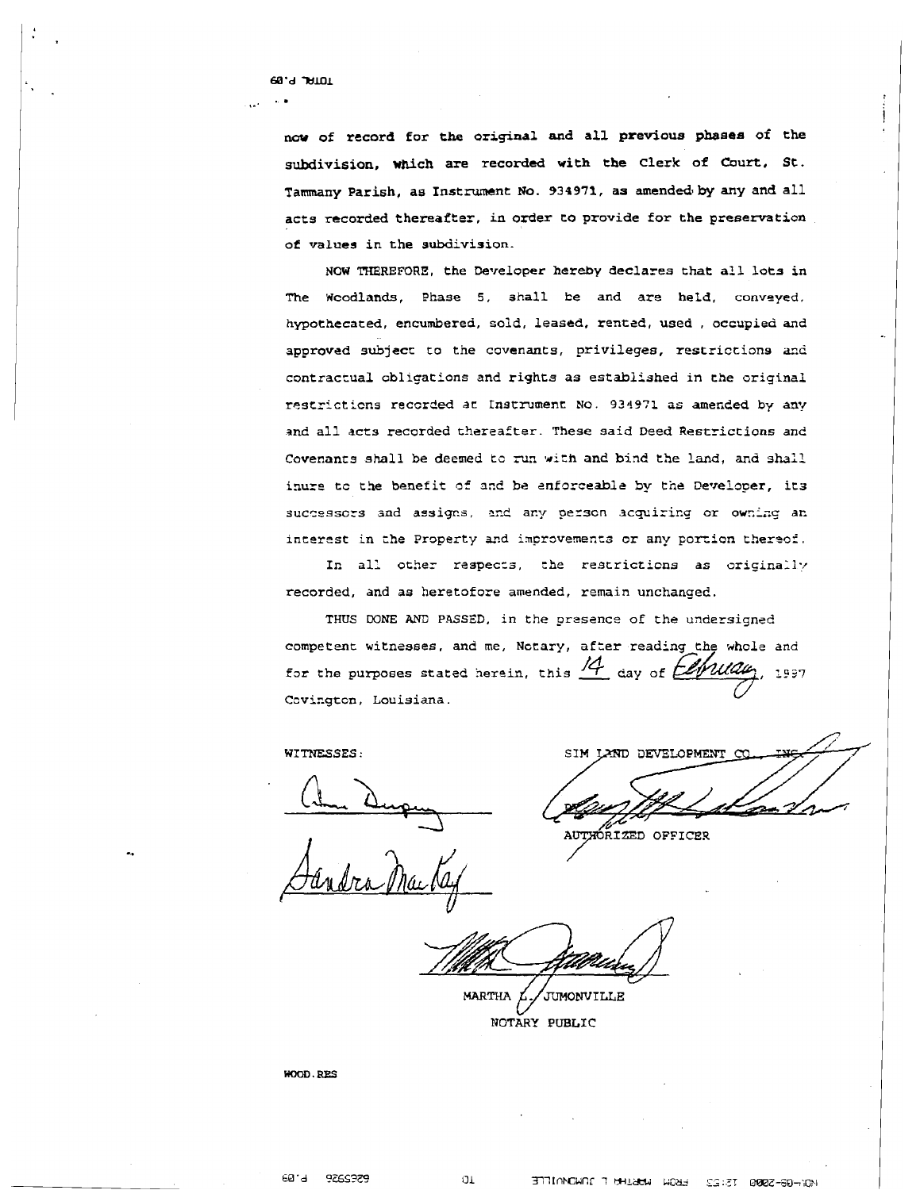now of record for the original and all previous phases of the subdivision, which are recorded with the Clerk of Court, St. Tammany Parish, as Instrument No. 934971, as amended by any and all acts recorded thereafter, in order to provide for the preservation of values in the subdivision.

NOW THEREFORE, the Developer hereby declares that all lots in The Woodlands, Phase 5, shall be and are held, conveyed, hypothecated, encumbered, sold, leased, rented, used , occupied and approved subject to the covenants, privileges, restrictions and contractual obligations and rights as established in the original restrictions recorded at Instrument No. 934971 as amended by any and all acts recorded thereafter. These said Deed Restrictions and Covenants shall be deemed to run with and bind the land, and shall inure to the benefit of and be enforceable by the Developer, its successors and assigns, and any person acquiring or owning an interest in the Property and improvements or any portion thereof.

In all other respects, the restrictions as originally recorded, and as heretofore amended, remain unchanged.

THUS DONE AND PASSED, in the presence of the undersigned competent witnesses, and me, Notary, after reading the whole and for the purposes stated herein, this 14 day of February, 1997 Covington, Louisiana.

WITNESSES:

SIM LAND DEVELOPMENT CO., INC.

BY: ____________________
AUTHORIZED OFFICER

____________________

____________________

____________________
MARTHA L. JUMONVILLE
NOTARY PUBLIC

WOOD.RES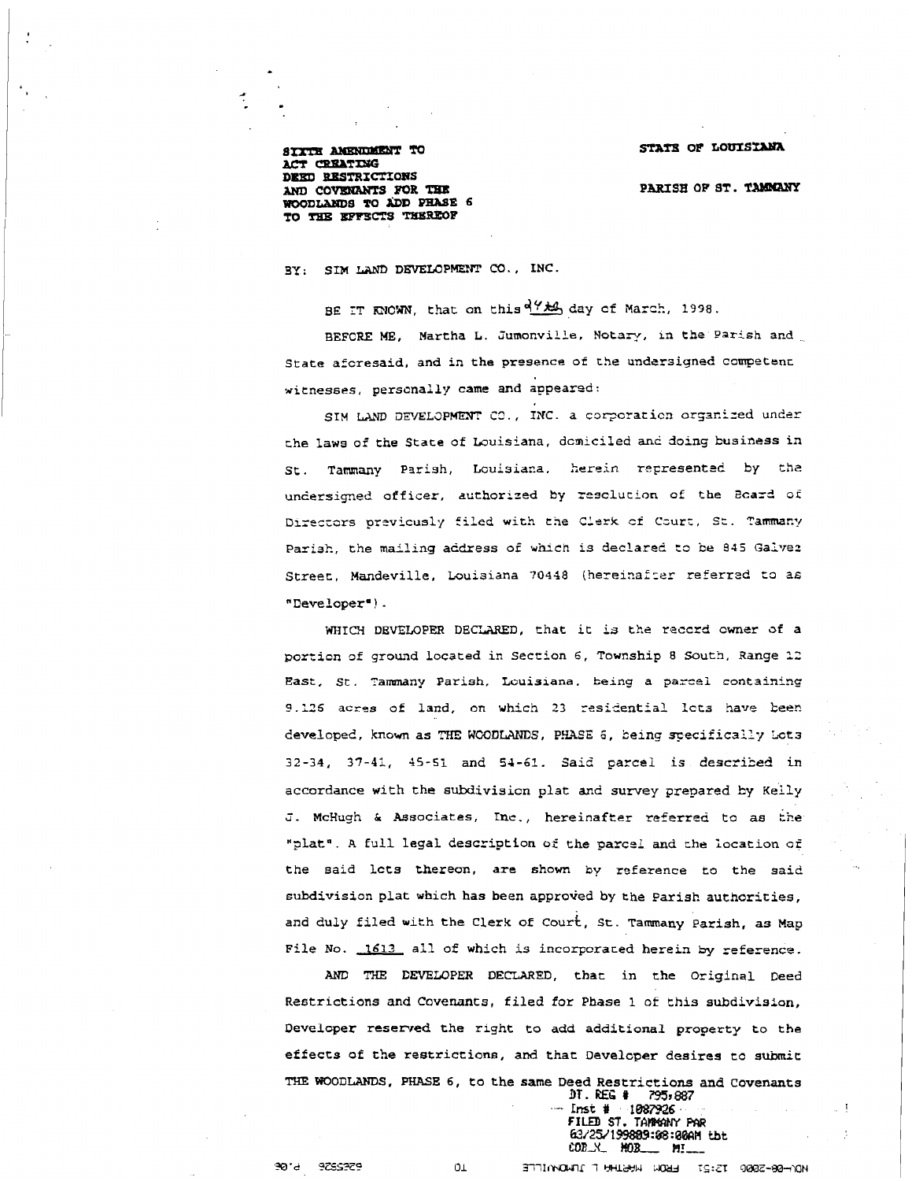**SIXTH AMENDMENT TO ACT CREATING DEED RESTRICTIONS AND COVENANTS FOR THE WOODLANDS TO ADD PHASE 6 TO THE EFFECTS THEREOF**

**STATE OF LOUISIANA**

**PARISH OF ST. TAMMANY**

BY: SIM LAND DEVELOPMENT CO., INC.

BE IT KNOWN, that on this 24th day of March, 1998.

BEFORE ME, Martha L. Jumonville, Notary, in the Parish and State aforesaid, and in the presence of the undersigned competent witnesses, personally came and appeared:

SIM LAND DEVELOPMENT CO., INC. a corporation organized under the laws of the State of Louisiana, domiciled and doing business in St. Tammany Parish, Louisiana, herein represented by the undersigned officer, authorized by resolution of the Board of Directors previously filed with the Clerk of Court, St. Tammany Parish, the mailing address of which is declared to be 845 Galvez Street, Mandeville, Louisiana 70448 (hereinafter referred to as "Developer").

WHICH DEVELOPER DECLARED, that it is the record owner of a portion of ground located in Section 6, Township 8 South, Range 12 East, St. Tammany Parish, Louisiana, being a parcel containing 9.126 acres of land, on which 23 residential lots have been developed, known as THE WOODLANDS, PHASE 6, being specifically Lots 32-34, 37-41, 45-51 and 54-61. Said parcel is described in accordance with the subdivision plat and survey prepared by Kelly J. McHugh & Associates, Inc., hereinafter referred to as the "plat". A full legal description of the parcel and the location of the said lots thereon, are shown by reference to the said subdivision plat which has been approved by the Parish authorities, and duly filed with the Clerk of Court, St. Tammany Parish, as Map File No. 1613 all of which is incorporated herein by reference.

AND THE DEVELOPER DECLARED, that in the Original Deed Restrictions and Covenants, filed for Phase 1 of this subdivision, Developer reserved the right to add additional property to the effects of the restrictions, and that Developer desires to submit THE WOODLANDS, PHASE 6, to the same Deed Restrictions and Covenants

DT. REG # 795,887
Inst # 1087926
FILED ST. TAMMANY PAR
03/25/1998 09:08:00AM tbt
COB_X_ MOB___ MI___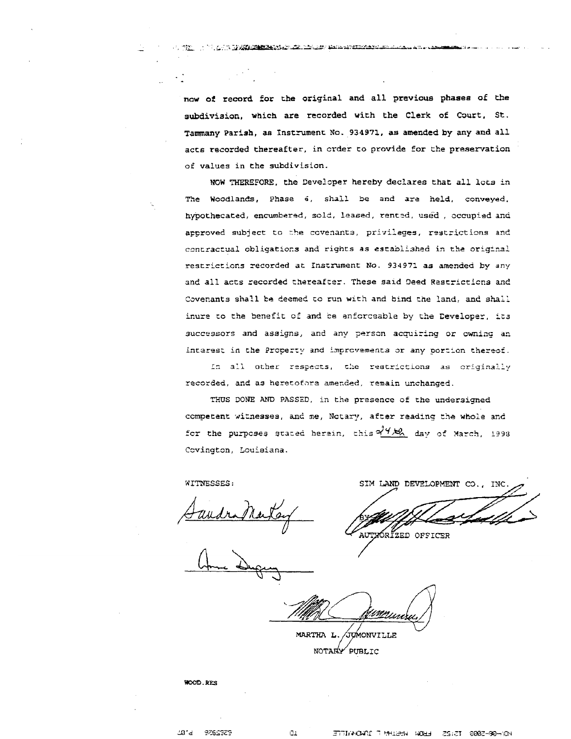now of record for the original and all previous phases of the subdivision, which are recorded with the Clerk of Court, St. Tammany Parish, as Instrument No. 934971, as amended by any and all acts recorded thereafter, in order to provide for the preservation of values in the subdivision.

NOW THEREFORE, the Developer hereby declares that all lots in The Woodlands, Phase 6, shall be and are held, conveyed, hypothecated, encumbered, sold, leased, rented, used , occupied and approved subject to the covenants, privileges, restrictions and contractual obligations and rights as established in the original restrictions recorded at Instrument No. 934971 as amended by any and all acts recorded thereafter. These said Deed Restrictions and Covenants shall be deemed to run with and bind the land, and shall inure to the benefit of and be enforceable by the Developer, its successors and assigns, and any person acquiring or owning an interest in the Property and improvements or any portion thereof.

In all other respects, the restrictions as originally recorded, and as heretofore amended, remain unchanged.

THUS DONE AND PASSED, in the presence of the undersigned competent witnesses, and me, Notary, after reading the whole and for the purposes stated herein, this 24th day of March, 1998 Covington, Louisiana.

WITNESSES:

Sandra Martez

Anne Duguy

SIM LAND DEVELOPMENT CO., INC.

BY: 

AUTHORIZED OFFICER

MARTHA L. JUMONVILLE

NOTARY PUBLIC

WOOD.RES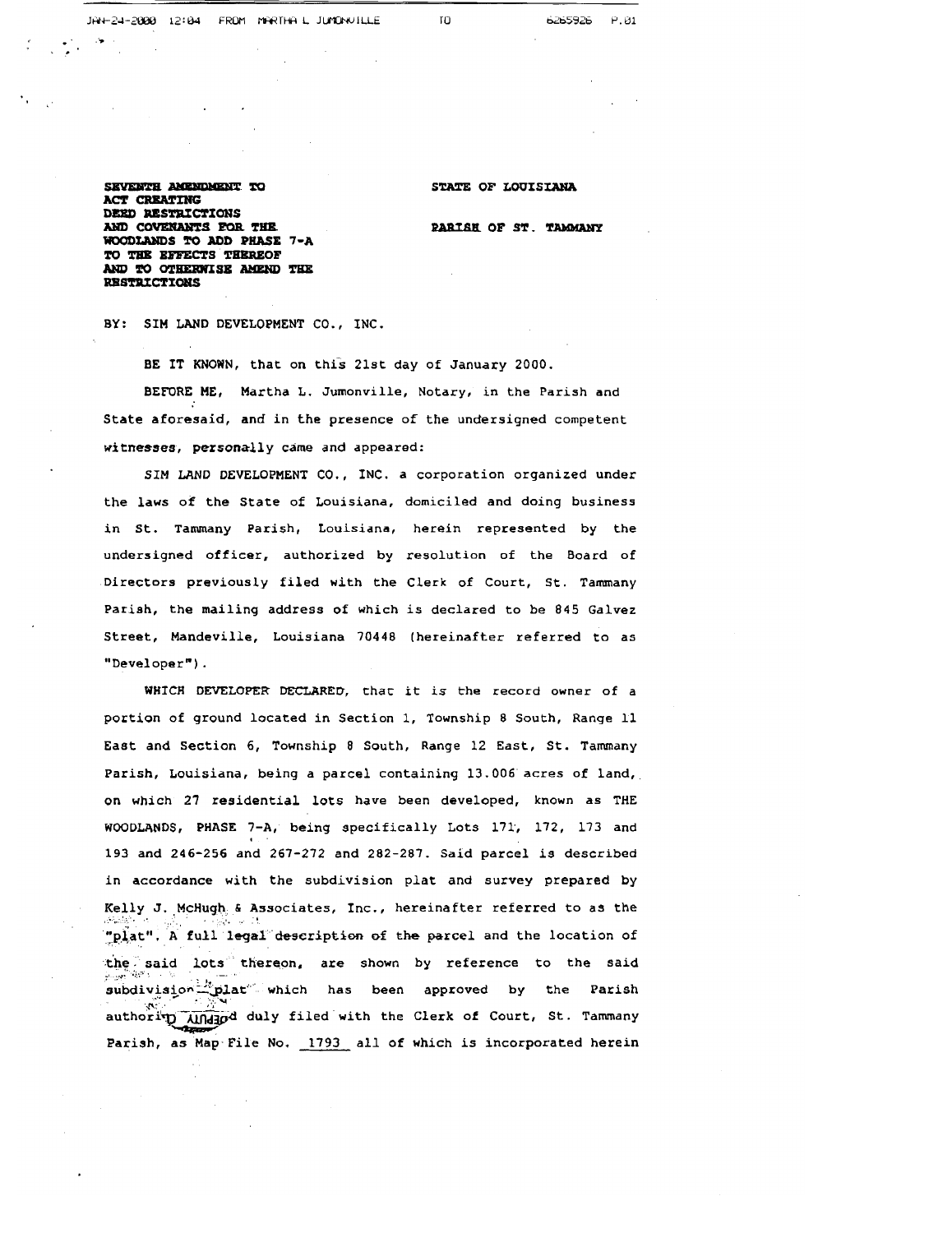**SEVENTH AMENDMENT TO ACT CREATING DEED RESTRICTIONS AND COVENANTS FOR THE WOODLANDS TO ADD PHASE 7-A TO THE EFFECTS THEREOF AND TO OTHERWISE AMEND THE RESTRICTIONS**

**STATE OF LOUISIANA**

**PARISH OF ST. TAMMANY**

BY: SIM LAND DEVELOPMENT CO., INC.

BE IT KNOWN, that on this 21st day of January 2000.

BEFORE ME, Martha L. Jumonville, Notary, in the Parish and State aforesaid, and in the presence of the undersigned competent witnesses, personally came and appeared:

SIM LAND DEVELOPMENT CO., INC. a corporation organized under the laws of the State of Louisiana, domiciled and doing business in St. Tammany Parish, Louisiana, herein represented by the undersigned officer, authorized by resolution of the Board of Directors previously filed with the Clerk of Court, St. Tammany Parish, the mailing address of which is declared to be 845 Galvez Street, Mandeville, Louisiana 70448 (hereinafter referred to as "Developer").

WHICH DEVELOPER DECLARED, that it is the record owner of a portion of ground located in Section 1, Township 8 South, Range 11 East and Section 6, Township 8 South, Range 12 East, St. Tammany Parish, Louisiana, being a parcel containing 13.006 acres of land, on which 27 residential lots have been developed, known as THE WOODLANDS, PHASE 7-A, being specifically Lots 171, 172, 173 and 193 and 246-256 and 267-272 and 282-287. Said parcel is described in accordance with the subdivision plat and survey prepared by Kelly J. McHugh & Associates, Inc., hereinafter referred to as the "plat". A full legal description of the parcel and the location of the said lots thereon, are shown by reference to the said subdivision plat which has been approved by the Parish authority and duly filed with the Clerk of Court, St. Tammany Parish, as Map File No. 1793 all of which is incorporated herein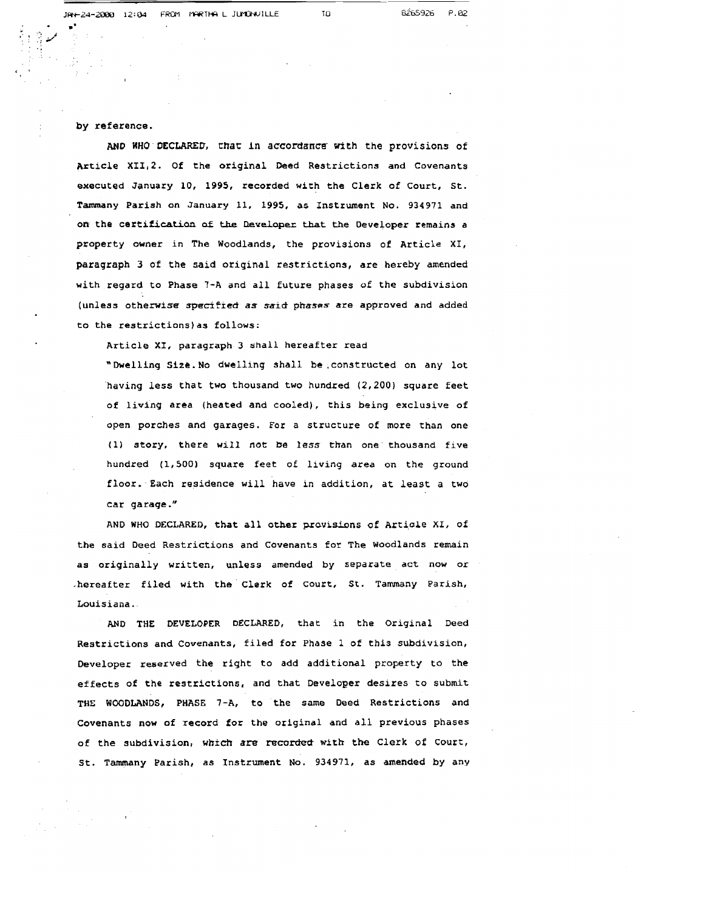by reference.

AND WHO DECLARED, that in accordance with the provisions of Article XII,2. Of the original Deed Restrictions and Covenants executed January 10, 1995, recorded with the Clerk of Court, St. Tammany Parish on January 11, 1995, as Instrument No. 934971 and on the certification of the Developer that the Developer remains a property owner in The Woodlands, the provisions of Article XI, paragraph 3 of the said original restrictions, are hereby amended with regard to Phase 7-A and all future phases of the subdivision (unless otherwise specified as said phases are approved and added to the restrictions)as follows:

Article XI, paragraph 3 shall hereafter read

"Dwelling Size. No dwelling shall be constructed on any lot having less that two thousand two hundred (2,200) square feet of living area (heated and cooled), this being exclusive of open porches and garages. For a structure of more than one (1) story, there will not be less than one thousand five hundred (1,500) square feet of living area on the ground floor. Each residence will have in addition, at least a two car garage."

AND WHO DECLARED, that all other provisions of Article XI, of the said Deed Restrictions and Covenants for The Woodlands remain as originally written, unless amended by separate act now or hereafter filed with the Clerk of Court, St. Tammany Parish, Louisiana.

AND THE DEVELOPER DECLARED, that in the Original Deed Restrictions and Covenants, filed for Phase 1 of this subdivision, Developer reserved the right to add additional property to the effects of the restrictions, and that Developer desires to submit THE WOODLANDS, PHASE 7-A, to the same Deed Restrictions and Covenants now of record for the original and all previous phases of the subdivision, which are recorded with the Clerk of Court, St. Tammany Parish, as Instrument No. 934971, as amended by any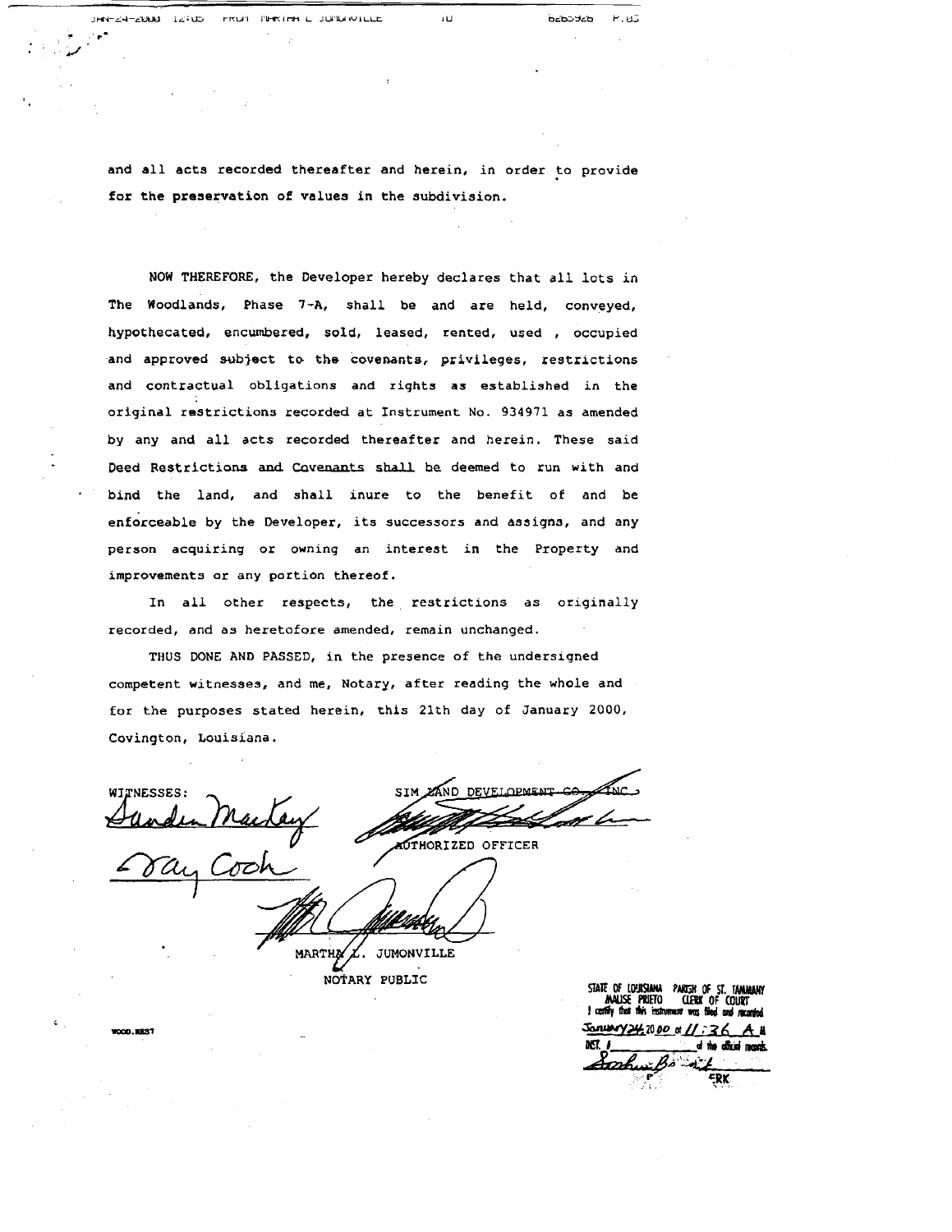and all acts recorded thereafter and herein, in order to provide for the preservation of values in the subdivision.

NOW THEREFORE, the Developer hereby declares that all lots in The Woodlands, Phase 7-A, shall be and are held, conveyed, hypothecated, encumbered, sold, leased, rented, used , occupied and approved subject to the covenants, privileges, restrictions and contractual obligations and rights as established in the original restrictions recorded at Instrument No. 934971 as amended by any and all acts recorded thereafter and herein. These said Deed Restrictions and Covenants shall be deemed to run with and bind the land, and shall inure to the benefit of and be enforceable by the Developer, its successors and assigns, and any person acquiring or owning an interest in the Property and improvements or any portion thereof.

In all other respects, the restrictions as originally recorded, and as heretofore amended, remain unchanged.

THUS DONE AND PASSED, in the presence of the undersigned competent witnesses, and me, Notary, after reading the whole and for the purposes stated herein, this 21th day of January 2000, Covington, Louisiana.

WITNESSES:

Sanden Mackey

Gay Cook

SIM LAND DEVELOPMENT CO., INC.

AUTHORIZED OFFICER

MARTHA L. JUMONVILLE

NOTARY PUBLIC

WOOD.REST

STATE OF LOUISIANA PARISH OF ST. TAMMANY
MALISE PRIETO CLERK OF COURT
I certify that this instrument was filed and recorded
January 24, 2000 at 11:36 A.M.
INST. # ______ of the official records.
CLERK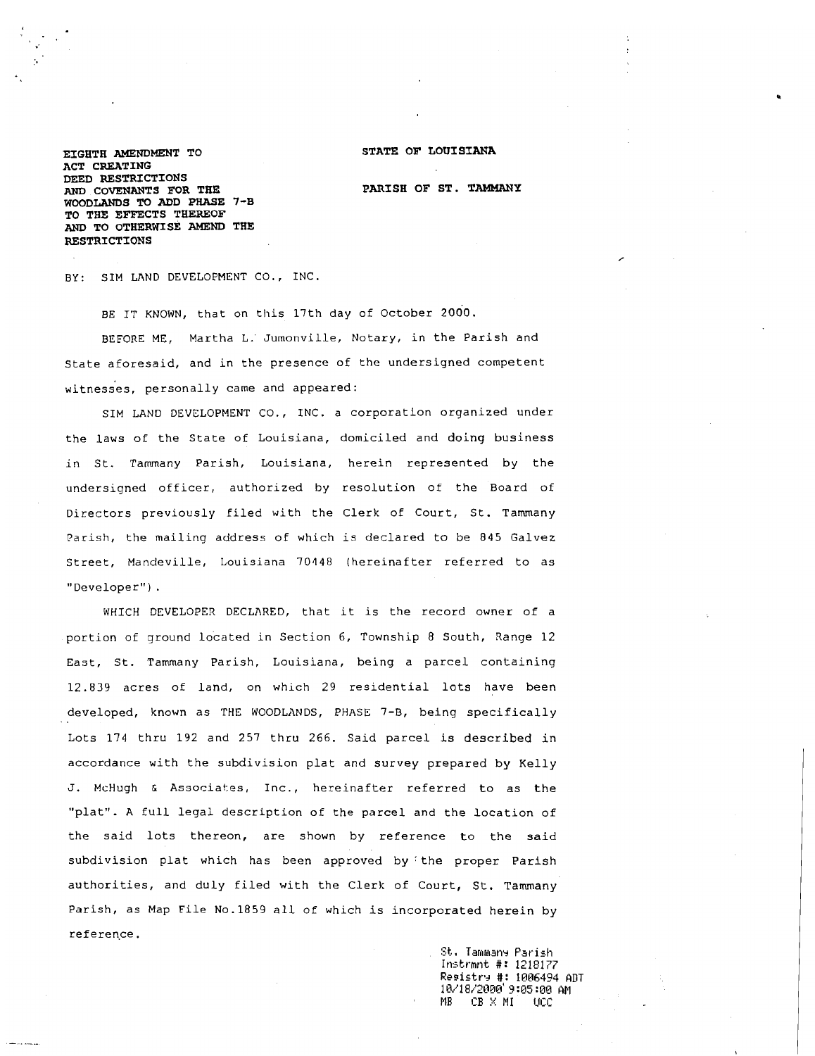**EIGHTH AMENDMENT TO ACT CREATING DEED RESTRICTIONS AND COVENANTS FOR THE WOODLANDS TO ADD PHASE 7-B TO THE EFFECTS THEREOF AND TO OTHERWISE AMEND THE RESTRICTIONS**

**STATE OF LOUISIANA**

**PARISH OF ST. TAMMANY**

BY: SIM LAND DEVELOPMENT CO., INC.

BE IT KNOWN, that on this 17th day of October 2000.

BEFORE ME, Martha L. Jumonville, Notary, in the Parish and State aforesaid, and in the presence of the undersigned competent witnesses, personally came and appeared:

SIM LAND DEVELOPMENT CO., INC. a corporation organized under the laws of the State of Louisiana, domiciled and doing business in St. Tammany Parish, Louisiana, herein represented by the undersigned officer, authorized by resolution of the Board of Directors previously filed with the Clerk of Court, St. Tammany Parish, the mailing address of which is declared to be 845 Galvez Street, Mandeville, Louisiana 70448 (hereinafter referred to as "Developer").

WHICH DEVELOPER DECLARED, that it is the record owner of a portion of ground located in Section 6, Township 8 South, Range 12 East, St. Tammany Parish, Louisiana, being a parcel containing 12.839 acres of land, on which 29 residential lots have been developed, known as THE WOODLANDS, PHASE 7-B, being specifically Lots 174 thru 192 and 257 thru 266. Said parcel is described in accordance with the subdivision plat and survey prepared by Kelly J. McHugh & Associates, Inc., hereinafter referred to as the "plat". A full legal description of the parcel and the location of the said lots thereon, are shown by reference to the said subdivision plat which has been approved by the proper Parish authorities, and duly filed with the Clerk of Court, St. Tammany Parish, as Map File No.1859 all of which is incorporated herein by reference.

St. Tammany Parish
Instrmnt #: 1218177
Registry #: 1006494 ADT
10/18/2000 9:05:00 AM
MB CB X MI UCC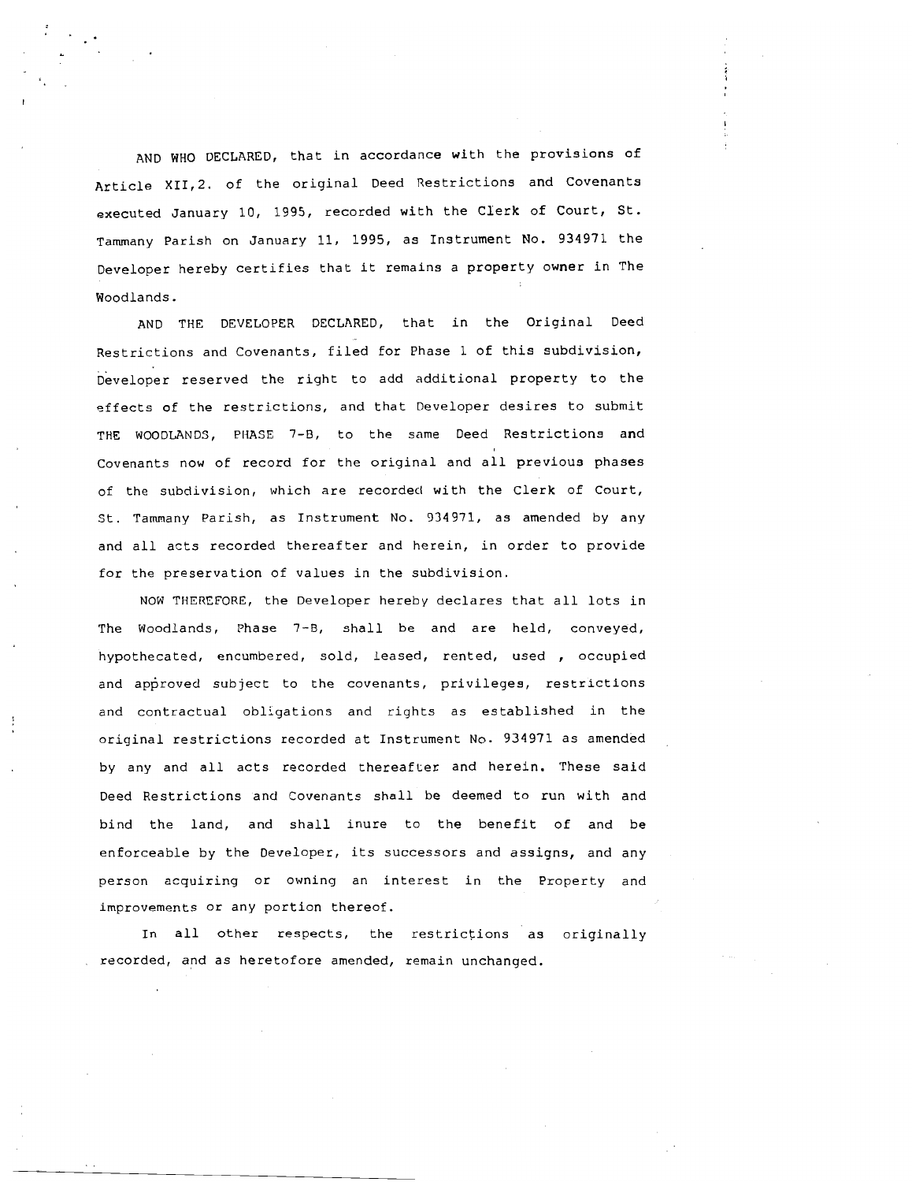AND WHO DECLARED, that in accordance with the provisions of Article XII,2. of the original Deed Restrictions and Covenants executed January 10, 1995, recorded with the Clerk of Court, St. Tammany Parish on January 11, 1995, as Instrument No. 934971 the Developer hereby certifies that it remains a property owner in The Woodlands.

AND THE DEVELOPER DECLARED, that in the Original Deed Restrictions and Covenants, filed for Phase 1 of this subdivision, Developer reserved the right to add additional property to the effects of the restrictions, and that Developer desires to submit THE WOODLANDS, PHASE 7-B, to the same Deed Restrictions and Covenants now of record for the original and all previous phases of the subdivision, which are recorded with the Clerk of Court, St. Tammany Parish, as Instrument No. 934971, as amended by any and all acts recorded thereafter and herein, in order to provide for the preservation of values in the subdivision.

NOW THEREFORE, the Developer hereby declares that all lots in The Woodlands, Phase 7-B, shall be and are held, conveyed, hypothecated, encumbered, sold, leased, rented, used , occupied and approved subject to the covenants, privileges, restrictions and contractual obligations and rights as established in the original restrictions recorded at Instrument No. 934971 as amended by any and all acts recorded thereafter and herein. These said Deed Restrictions and Covenants shall be deemed to run with and bind the land, and shall inure to the benefit of and be enforceable by the Developer, its successors and assigns, and any person acquiring or owning an interest in the Property and improvements or any portion thereof.

In all other respects, the restrictions as originally recorded, and as heretofore amended, remain unchanged.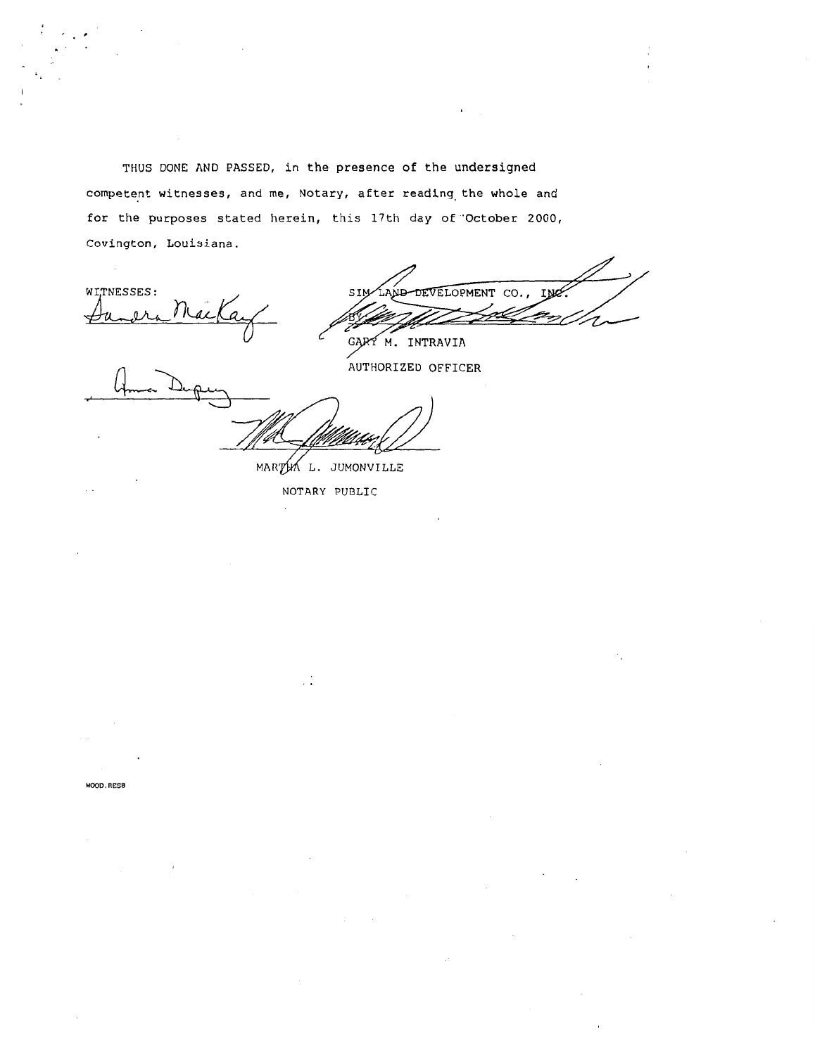THUS DONE AND PASSED, in the presence of the undersigned competent witnesses, and me, Notary, after reading the whole and for the purposes stated herein, this 17th day of October 2000, Covington, Louisiana.

WITNESSES:

SIM LAND DEVELOPMENT CO., INC.

BY:

GARY M. INTRAVIA

AUTHORIZED OFFICER

MARTHA L. JUMONVILLE

NOTARY PUBLIC

WOOD.RESB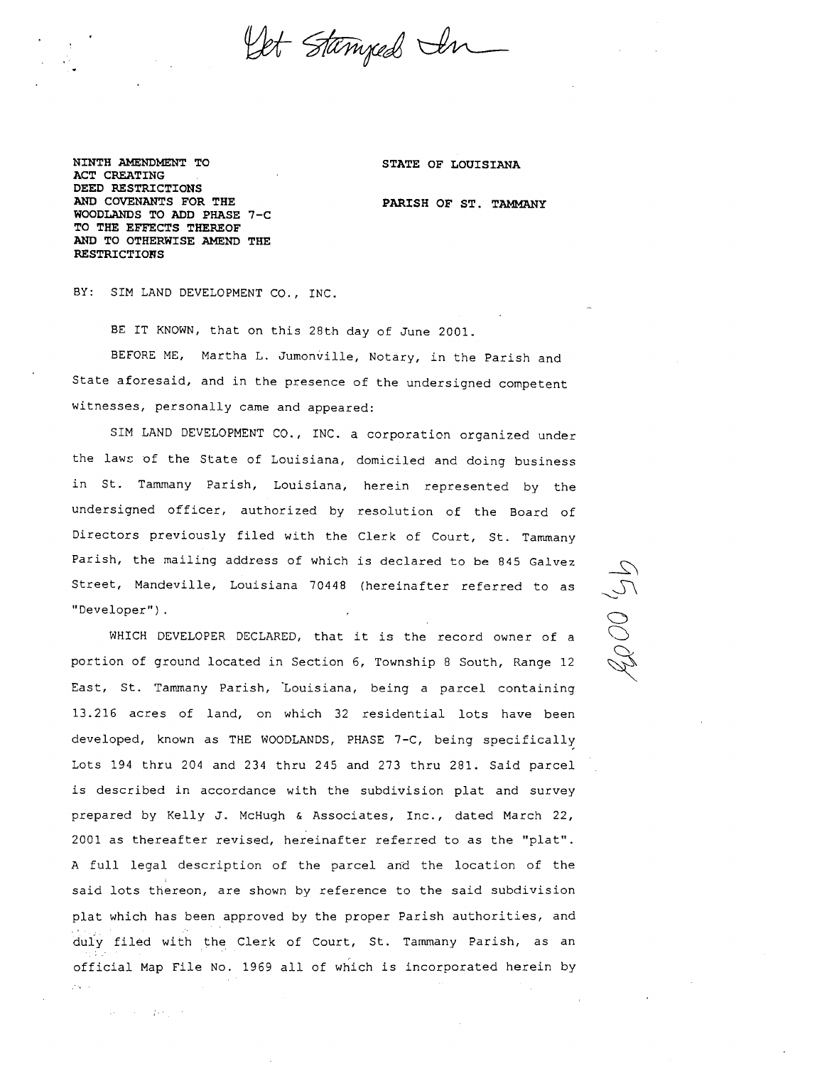Get Stamped In

NINTH AMENDMENT TO
ACT CREATING
DEED RESTRICTIONS
AND COVENANTS FOR THE
WOODLANDS TO ADD PHASE 7-C
TO THE EFFECTS THEREOF
AND TO OTHERWISE AMEND THE
RESTRICTIONS

STATE OF LOUISIANA

PARISH OF ST. TAMMANY

BY: SIM LAND DEVELOPMENT CO., INC.

BE IT KNOWN, that on this 28th day of June 2001.

BEFORE ME, Martha L. Jumonville, Notary, in the Parish and State aforesaid, and in the presence of the undersigned competent witnesses, personally came and appeared:

SIM LAND DEVELOPMENT CO., INC. a corporation organized under the laws of the State of Louisiana, domiciled and doing business in St. Tammany Parish, Louisiana, herein represented by the undersigned officer, authorized by resolution of the Board of Directors previously filed with the Clerk of Court, St. Tammany Parish, the mailing address of which is declared to be 845 Galvez Street, Mandeville, Louisiana 70448 (hereinafter referred to as "Developer").

WHICH DEVELOPER DECLARED, that it is the record owner of a portion of ground located in Section 6, Township 8 South, Range 12 East, St. Tammany Parish, Louisiana, being a parcel containing 13.216 acres of land, on which 32 residential lots have been developed, known as THE WOODLANDS, PHASE 7-C, being specifically Lots 194 thru 204 and 234 thru 245 and 273 thru 281. Said parcel is described in accordance with the subdivision plat and survey prepared by Kelly J. McHugh & Associates, Inc., dated March 22, 2001 as thereafter revised, hereinafter referred to as the "plat". A full legal description of the parcel and the location of the said lots thereon, are shown by reference to the said subdivision plat which has been approved by the proper Parish authorities, and duly filed with the Clerk of Court, St. Tammany Parish, as an official Map File No. 1969 all of which is incorporated herein by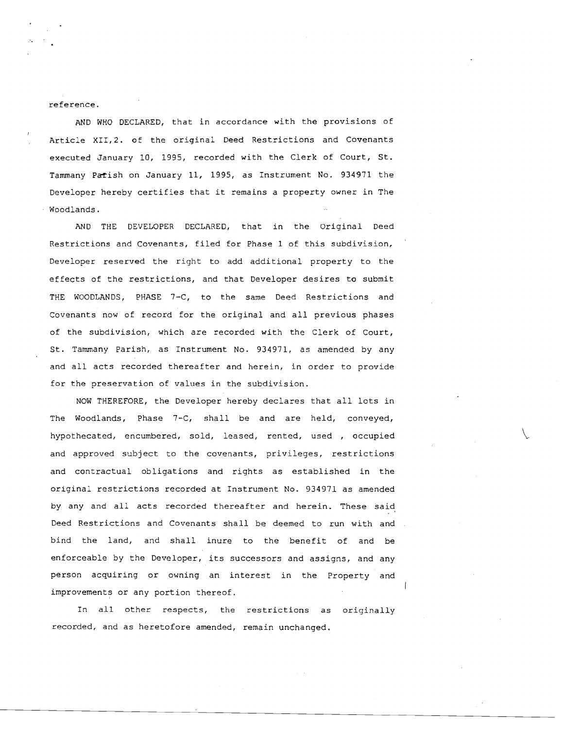reference.

AND WHO DECLARED, that in accordance with the provisions of Article XII,2. of the original Deed Restrictions and Covenants executed January 10, 1995, recorded with the Clerk of Court, St. Tammany Parish on January 11, 1995, as Instrument No. 934971 the Developer hereby certifies that it remains a property owner in The Woodlands.

AND THE DEVELOPER DECLARED, that in the Original Deed Restrictions and Covenants, filed for Phase 1 of this subdivision, Developer reserved the right to add additional property to the effects of the restrictions, and that Developer desires to submit THE WOODLANDS, PHASE 7-C, to the same Deed Restrictions and Covenants now of record for the original and all previous phases of the subdivision, which are recorded with the Clerk of Court, St. Tammany Parish, as Instrument No. 934971, as amended by any and all acts recorded thereafter and herein, in order to provide for the preservation of values in the subdivision.

NOW THEREFORE, the Developer hereby declares that all lots in The Woodlands, Phase 7-C, shall be and are held, conveyed, hypothecated, encumbered, sold, leased, rented, used , occupied and approved subject to the covenants, privileges, restrictions and contractual obligations and rights as established in the original restrictions recorded at Instrument No. 934971 as amended by any and all acts recorded thereafter and herein. These said Deed Restrictions and Covenants shall be deemed to run with and bind the land, and shall inure to the benefit of and be enforceable by the Developer, its successors and assigns, and any person acquiring or owning an interest in the Property and improvements or any portion thereof.

In all other respects, the restrictions as originally recorded, and as heretofore amended, remain unchanged.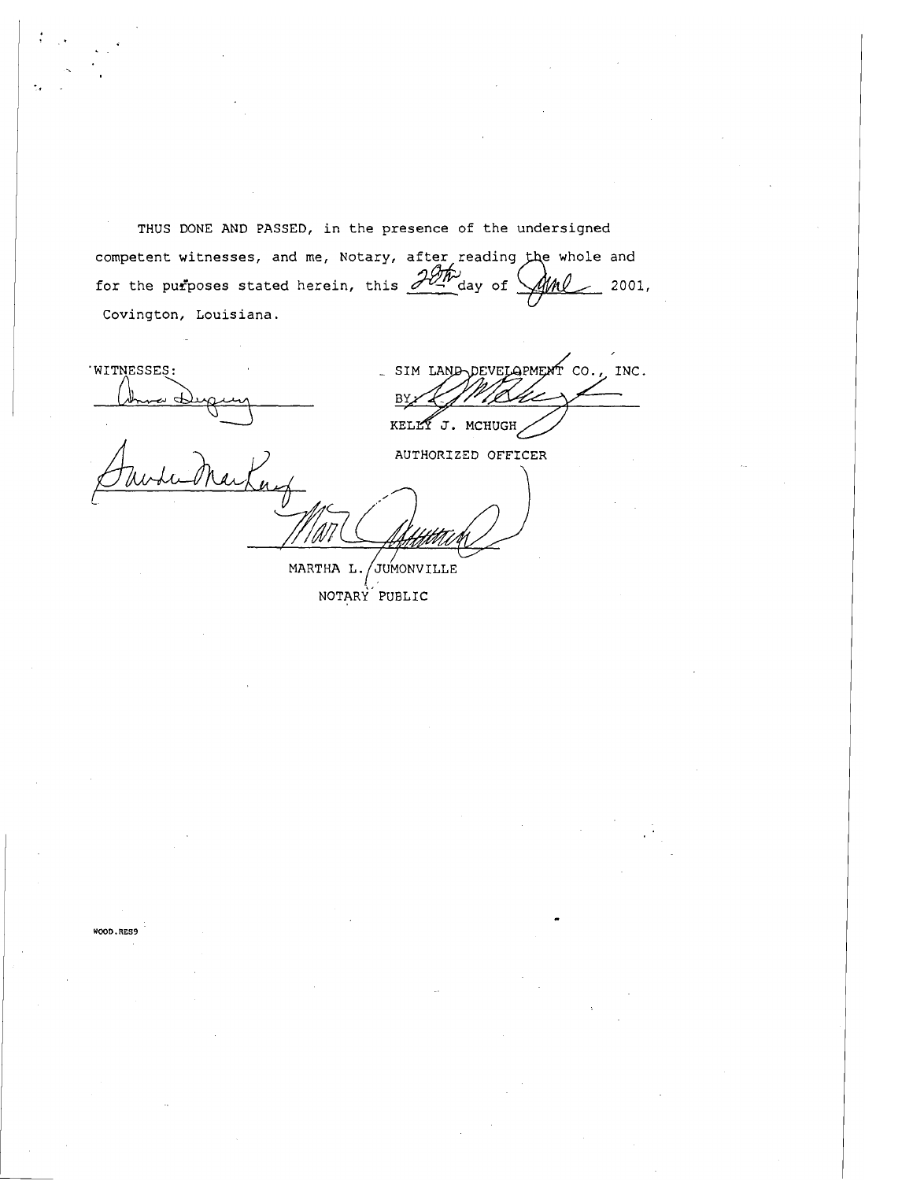THUS DONE AND PASSED, in the presence of the undersigned competent witnesses, and me, Notary, after reading the whole and for the purposes stated herein, this 28th day of June 2001, Covington, Louisiana.

WITNESSES:

SIM LAND DEVELOPMENT CO., INC.

BY:

KELLY J. MCHUGH

AUTHORIZED OFFICER

MARTHA L. JUMONVILLE

NOTARY PUBLIC

WOOD.RES9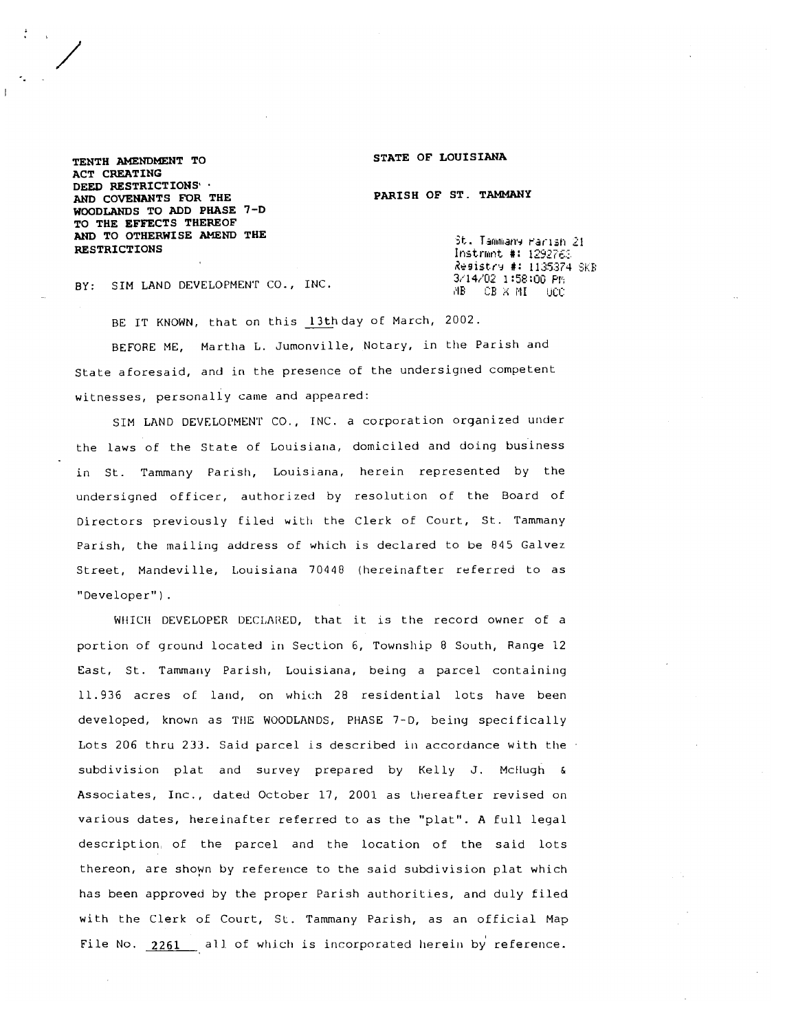**TENTH AMENDMENT TO ACT CREATING DEED RESTRICTIONS AND COVENANTS FOR THE WOODLANDS TO ADD PHASE 7-D TO THE EFFECTS THEREOF AND TO OTHERWISE AMEND THE RESTRICTIONS**

**STATE OF LOUISIANA**

**PARISH OF ST. TAMMANY**

St. Tammany Parish 21
Instrmnt #: 1292763
Registry #: 1135374 SKB
3/14/02 1:58:00 PM
MB CB X MI UCC

BY: SIM LAND DEVELOPMENT CO., INC.

BE IT KNOWN, that on this 13th day of March, 2002.

BEFORE ME, Martha L. Jumonville, Notary, in the Parish and State aforesaid, and in the presence of the undersigned competent witnesses, personally came and appeared:

SIM LAND DEVELOPMENT CO., INC. a corporation organized under the laws of the State of Louisiana, domiciled and doing business in St. Tammany Parish, Louisiana, herein represented by the undersigned officer, authorized by resolution of the Board of Directors previously filed with the Clerk of Court, St. Tammany Parish, the mailing address of which is declared to be 845 Galvez Street, Mandeville, Louisiana 70448 (hereinafter referred to as "Developer").

WHICH DEVELOPER DECLARED, that it is the record owner of a portion of ground located in Section 6, Township 8 South, Range 12 East, St. Tammany Parish, Louisiana, being a parcel containing 11.936 acres of land, on which 28 residential lots have been developed, known as THE WOODLANDS, PHASE 7-D, being specifically Lots 206 thru 233. Said parcel is described in accordance with the subdivision plat and survey prepared by Kelly J. McHugh & Associates, Inc., dated October 17, 2001 as thereafter revised on various dates, hereinafter referred to as the "plat". A full legal description of the parcel and the location of the said lots thereon, are shown by reference to the said subdivision plat which has been approved by the proper Parish authorities, and duly filed with the Clerk of Court, St. Tammany Parish, as an official Map File No. 2261 all of which is incorporated herein by reference.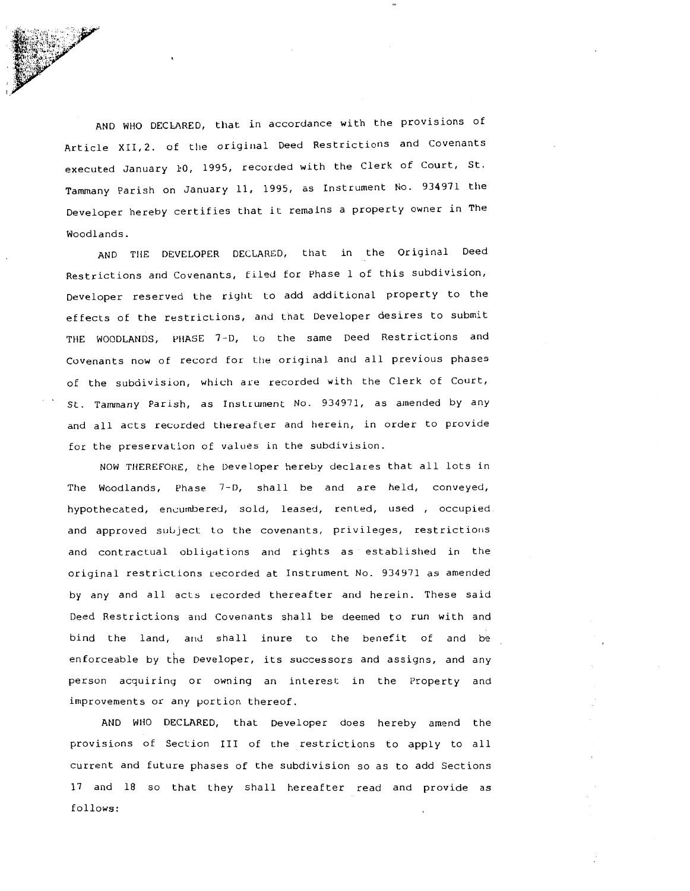AND WHO DECLARED, that in accordance with the provisions of Article XII,2. of the original Deed Restrictions and Covenants executed January 10, 1995, recorded with the Clerk of Court, St. Tammany Parish on January 11, 1995, as Instrument No. 934971 the Developer hereby certifies that it remains a property owner in The Woodlands.

AND THE DEVELOPER DECLARED, that in the Original Deed Restrictions and Covenants, filed for Phase 1 of this subdivision, Developer reserved the right to add additional property to the effects of the restrictions, and that Developer desires to submit THE WOODLANDS, PHASE 7-D, to the same Deed Restrictions and Covenants now of record for the original and all previous phases of the subdivision, which are recorded with the Clerk of Court, St. Tammany Parish, as Instrument No. 934971, as amended by any and all acts recorded thereafter and herein, in order to provide for the preservation of values in the subdivision.

NOW THEREFORE, the Developer hereby declares that all lots in The Woodlands, Phase 7-D, shall be and are held, conveyed, hypothecated, encumbered, sold, leased, rented, used , occupied and approved subject to the covenants, privileges, restrictions and contractual obligations and rights as established in the original restrictions recorded at Instrument No. 934971 as amended by any and all acts recorded thereafter and herein. These said Deed Restrictions and Covenants shall be deemed to run with and bind the land, and shall inure to the benefit of and be enforceable by the Developer, its successors and assigns, and any person acquiring or owning an interest in the Property and improvements or any portion thereof.

AND WHO DECLARED, that Developer does hereby amend the provisions of Section III of the restrictions to apply to all current and future phases of the subdivision so as to add Sections 17 and 18 so that they shall hereafter read and provide as follows: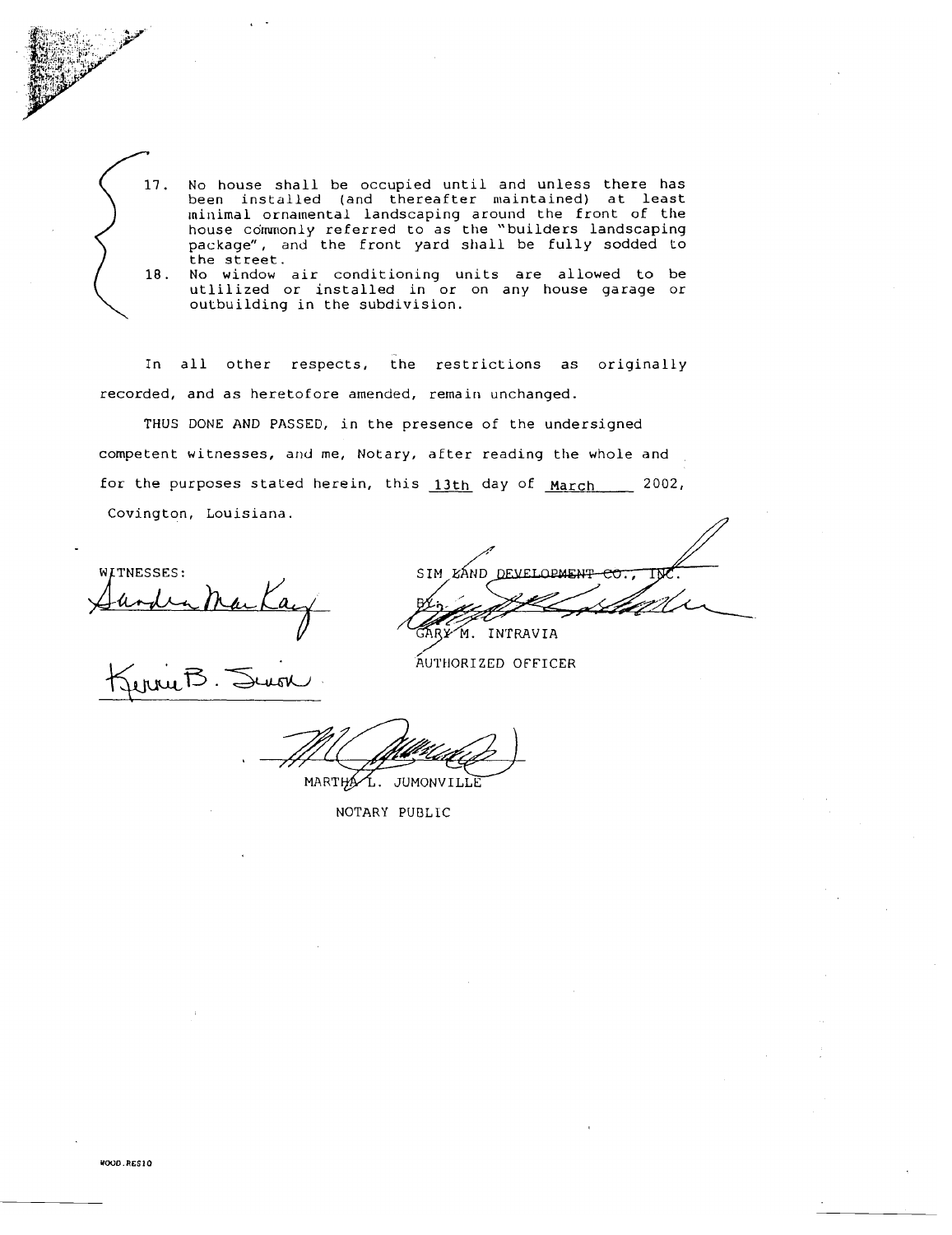17. No house shall be occupied until and unless there has been installed (and thereafter maintained) at least minimal ornamental landscaping around the front of the house commonly referred to as the "builders landscaping package", and the front yard shall be fully sodded to the street.
18. No window air conditioning units are allowed to be utilized or installed in or on any house garage or outbuilding in the subdivision.

In all other respects, the restrictions as originally recorded, and as heretofore amended, remain unchanged.

THUS DONE AND PASSED, in the presence of the undersigned competent witnesses, and me, Notary, after reading the whole and for the purposes stated herein, this 13th day of March 2002, Covington, Louisiana.

WITNESSES:

Sandra MacKay

Kerrie B. Swan

SIM LAND DEVELOPMENT CO., INC.

BY:

GARY M. INTRAVIA
AUTHORIZED OFFICER

MARTHA L. JUMONVILLE
NOTARY PUBLIC

WOOD.RES10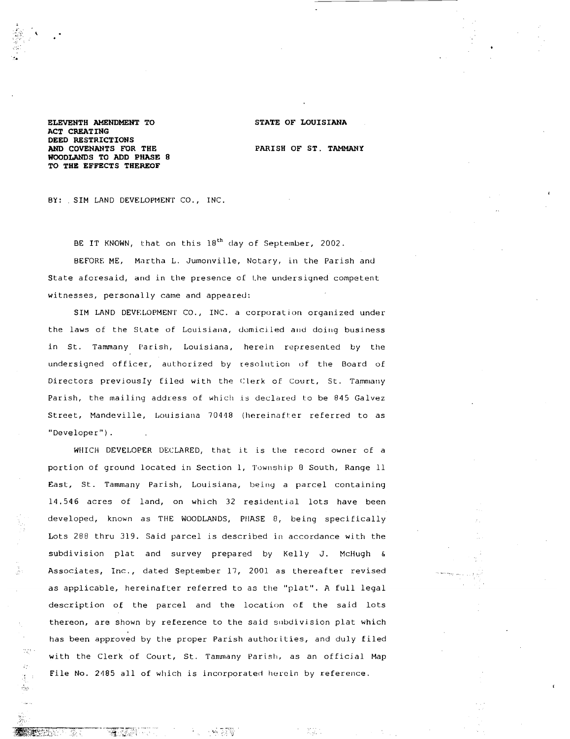**ELEVENTH AMENDMENT TO ACT CREATING DEED RESTRICTIONS AND COVENANTS FOR THE WOODLANDS TO ADD PHASE 8 TO THE EFFECTS THEREOF**

**STATE OF LOUISIANA**

**PARISH OF ST. TAMMANY**

BY: SIM LAND DEVELOPMENT CO., INC.

BE IT KNOWN, that on this 18th day of September, 2002.

BEFORE ME, Martha L. Jumonville, Notary, in the Parish and State aforesaid, and in the presence of the undersigned competent witnesses, personally came and appeared:

SIM LAND DEVELOPMENT CO., INC. a corporation organized under the laws of the State of Louisiana, domiciled and doing business in St. Tammany Parish, Louisiana, herein represented by the undersigned officer, authorized by resolution of the Board of Directors previously filed with the Clerk of Court, St. Tammany Parish, the mailing address of which is declared to be 845 Galvez Street, Mandeville, Louisiana 70448 (hereinafter referred to as "Developer").

WHICH DEVELOPER DECLARED, that it is the record owner of a portion of ground located in Section 1, Township 8 South, Range 11 East, St. Tammany Parish, Louisiana, being a parcel containing 14.546 acres of land, on which 32 residential lots have been developed, known as THE WOODLANDS, PHASE 8, being specifically Lots 288 thru 319. Said parcel is described in accordance with the subdivision plat and survey prepared by Kelly J. McHugh & Associates, Inc., dated September 17, 2001 as thereafter revised as applicable, hereinafter referred to as the "plat". A full legal description of the parcel and the location of the said lots thereon, are shown by reference to the said subdivision plat which has been approved by the proper Parish authorities, and duly filed with the Clerk of Court, St. Tammany Parish, as an official Map File No. 2485 all of which is incorporated herein by reference.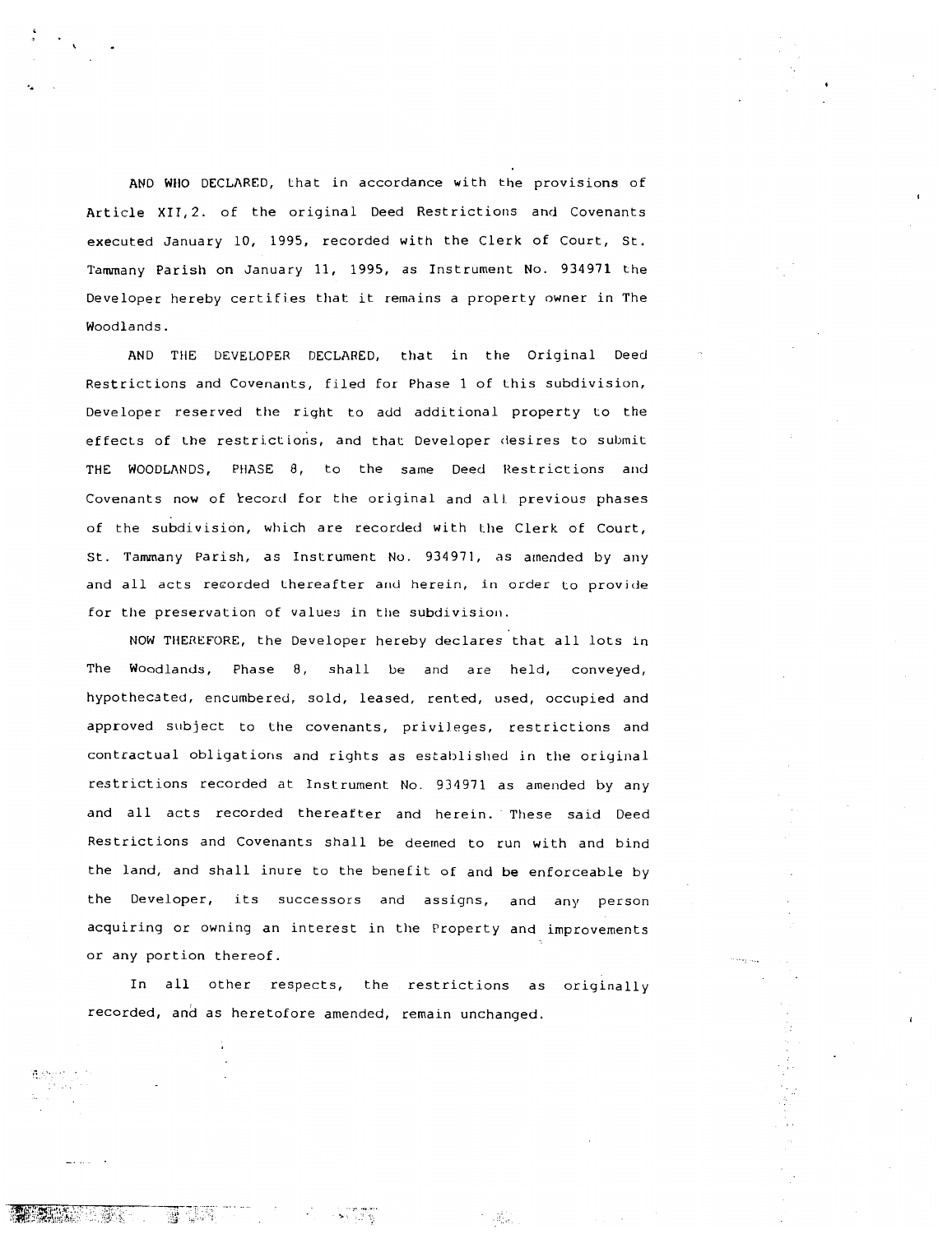AND WHO DECLARED, that in accordance with the provisions of Article XII,2. of the original Deed Restrictions and Covenants executed January 10, 1995, recorded with the Clerk of Court, St. Tammany Parish on January 11, 1995, as Instrument No. 934971 the Developer hereby certifies that it remains a property owner in The Woodlands.

AND THE DEVELOPER DECLARED, that in the Original Deed Restrictions and Covenants, filed for Phase 1 of this subdivision, Developer reserved the right to add additional property to the effects of the restrictions, and that Developer desires to submit THE WOODLANDS, PHASE 8, to the same Deed Restrictions and Covenants now of record for the original and all previous phases of the subdivision, which are recorded with the Clerk of Court, St. Tammany Parish, as Instrument No. 934971, as amended by any and all acts recorded thereafter and herein, in order to provide for the preservation of values in the subdivision.

NOW THEREFORE, the Developer hereby declares that all lots in The Woodlands, Phase 8, shall be and are held, conveyed, hypothecated, encumbered, sold, leased, rented, used, occupied and approved subject to the covenants, privileges, restrictions and contractual obligations and rights as established in the original restrictions recorded at Instrument No. 934971 as amended by any and all acts recorded thereafter and herein. These said Deed Restrictions and Covenants shall be deemed to run with and bind the land, and shall inure to the benefit of and be enforceable by the Developer, its successors and assigns, and any person acquiring or owning an interest in the Property and improvements or any portion thereof.

In all other respects, the restrictions as originally recorded, and as heretofore amended, remain unchanged.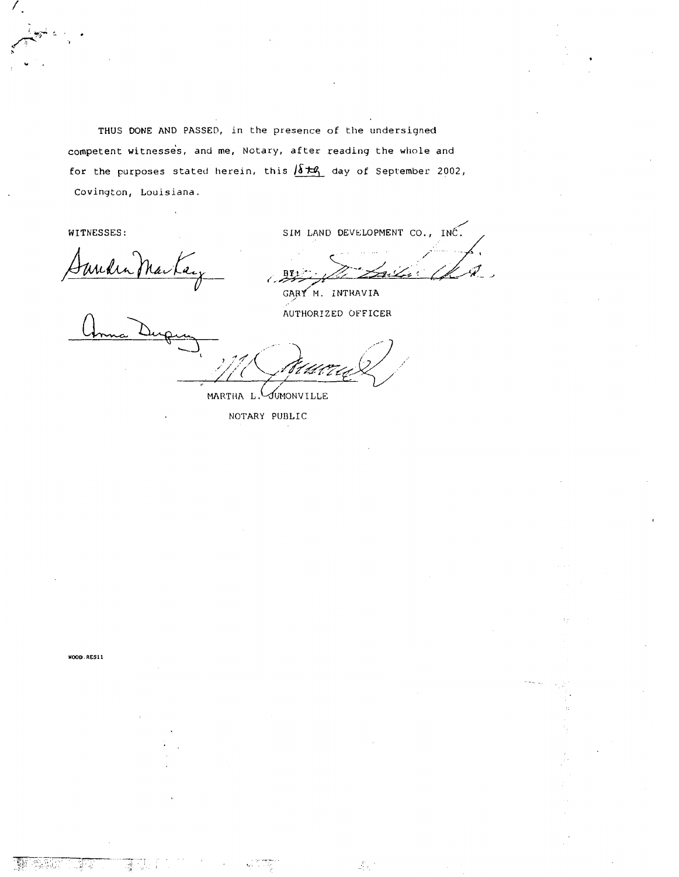THUS DONE AND PASSED, in the presence of the undersigned competent witnesses, and me, Notary, after reading the whole and for the purposes stated herein, this 18th day of September 2002, Covington, Louisiana.

WITNESSES:

Sandra MacKay

Anna Dupuy

SIM LAND DEVELOPMENT CO., INC.

BY: 

GARY M. INTRAVIA

AUTHORIZED OFFICER

MARTHA L. JUMONVILLE

NOTARY PUBLIC

WOOD.RES11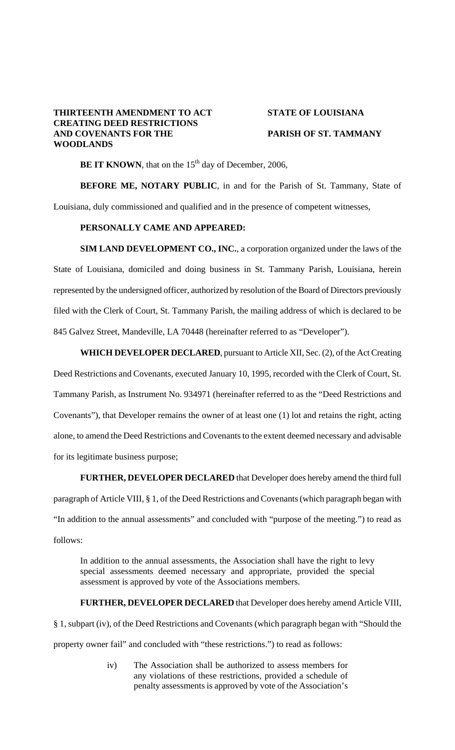**THIRTEENTH AMENDMENT TO ACT CREATING DEED RESTRICTIONS AND COVENANTS FOR THE WOODLANDS**

**STATE OF LOUISIANA**

**PARISH OF ST. TAMMANY**

**BE IT KNOWN**, that on the 15th day of December, 2006,

**BEFORE ME, NOTARY PUBLIC**, in and for the Parish of St. Tammany, State of Louisiana, duly commissioned and qualified and in the presence of competent witnesses,

**PERSONALLY CAME AND APPEARED:**

**SIM LAND DEVELOPMENT CO., INC.**, a corporation organized under the laws of the State of Louisiana, domiciled and doing business in St. Tammany Parish, Louisiana, herein represented by the undersigned officer, authorized by resolution of the Board of Directors previously filed with the Clerk of Court, St. Tammany Parish, the mailing address of which is declared to be 845 Galvez Street, Mandeville, LA 70448 (hereinafter referred to as "Developer").

**WHICH DEVELOPER DECLARED**, pursuant to Article XII, Sec. (2), of the Act Creating Deed Restrictions and Covenants, executed January 10, 1995, recorded with the Clerk of Court, St. Tammany Parish, as Instrument No. 934971 (hereinafter referred to as the "Deed Restrictions and Covenants"), that Developer remains the owner of at least one (1) lot and retains the right, acting alone, to amend the Deed Restrictions and Covenants to the extent deemed necessary and advisable for its legitimate business purpose;

**FURTHER, DEVELOPER DECLARED** that Developer does hereby amend the third full paragraph of Article VIII, § 1, of the Deed Restrictions and Covenants (which paragraph began with "In addition to the annual assessments" and concluded with "purpose of the meeting.") to read as follows:

> In addition to the annual assessments, the Association shall have the right to levy special assessments deemed necessary and appropriate, provided the special assessment is approved by vote of the Associations members.

**FURTHER, DEVELOPER DECLARED** that Developer does hereby amend Article VIII, § 1, subpart (iv), of the Deed Restrictions and Covenants (which paragraph began with "Should the property owner fail" and concluded with "these restrictions.") to read as follows:

> iv) The Association shall be authorized to assess members for any violations of these restrictions, provided a schedule of penalty assessments is approved by vote of the Association's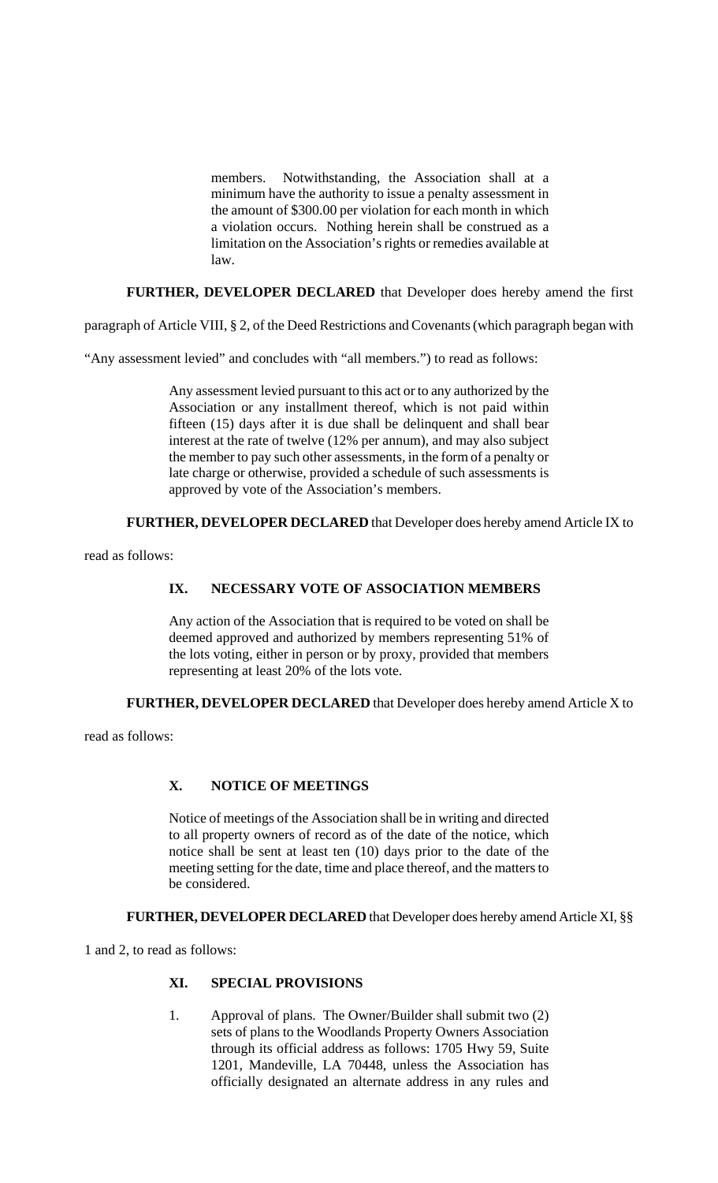members. Notwithstanding, the Association shall at a minimum have the authority to issue a penalty assessment in the amount of $300.00 per violation for each month in which a violation occurs. Nothing herein shall be construed as a limitation on the Association's rights or remedies available at law.

**FURTHER, DEVELOPER DECLARED** that Developer does hereby amend the first paragraph of Article VIII, § 2, of the Deed Restrictions and Covenants (which paragraph began with "Any assessment levied" and concludes with "all members.") to read as follows:

> Any assessment levied pursuant to this act or to any authorized by the Association or any installment thereof, which is not paid within fifteen (15) days after it is due shall be delinquent and shall bear interest at the rate of twelve (12% per annum), and may also subject the member to pay such other assessments, in the form of a penalty or late charge or otherwise, provided a schedule of such assessments is approved by vote of the Association's members.

**FURTHER, DEVELOPER DECLARED** that Developer does hereby amend Article IX to read as follows:

> **IX. NECESSARY VOTE OF ASSOCIATION MEMBERS**
>
> Any action of the Association that is required to be voted on shall be deemed approved and authorized by members representing 51% of the lots voting, either in person or by proxy, provided that members representing at least 20% of the lots vote.

**FURTHER, DEVELOPER DECLARED** that Developer does hereby amend Article X to read as follows:

> **X. NOTICE OF MEETINGS**
>
> Notice of meetings of the Association shall be in writing and directed to all property owners of record as of the date of the notice, which notice shall be sent at least ten (10) days prior to the date of the meeting setting for the date, time and place thereof, and the matters to be considered.

**FURTHER, DEVELOPER DECLARED** that Developer does hereby amend Article XI, §§ 1 and 2, to read as follows:

> **XI. SPECIAL PROVISIONS**
>
> 1. Approval of plans. The Owner/Builder shall submit two (2) sets of plans to the Woodlands Property Owners Association through its official address as follows: 1705 Hwy 59, Suite 1201, Mandeville, LA 70448, unless the Association has officially designated an alternate address in any rules and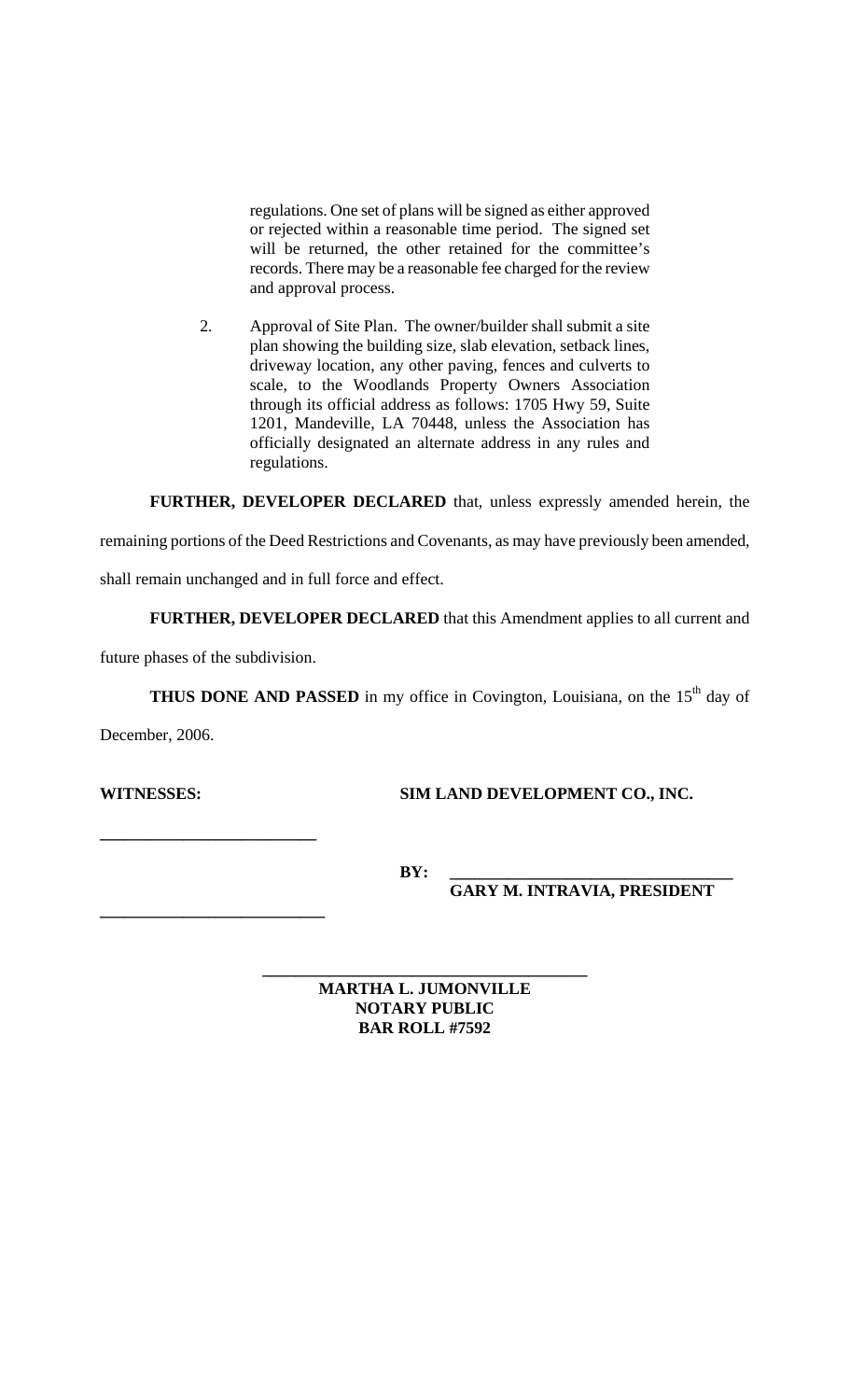regulations. One set of plans will be signed as either approved or rejected within a reasonable time period. The signed set will be returned, the other retained for the committee's records. There may be a reasonable fee charged for the review and approval process.

2. Approval of Site Plan. The owner/builder shall submit a site plan showing the building size, slab elevation, setback lines, driveway location, any other paving, fences and culverts to scale, to the Woodlands Property Owners Association through its official address as follows: 1705 Hwy 59, Suite 1201, Mandeville, LA 70448, unless the Association has officially designated an alternate address in any rules and regulations.

**FURTHER, DEVELOPER DECLARED** that, unless expressly amended herein, the remaining portions of the Deed Restrictions and Covenants, as may have previously been amended, shall remain unchanged and in full force and effect.

**FURTHER, DEVELOPER DECLARED** that this Amendment applies to all current and future phases of the subdivision.

**THUS DONE AND PASSED** in my office in Covington, Louisiana, on the 15th day of December, 2006.

**WITNESSES:**

__________________________

__________________________

**SIM LAND DEVELOPMENT CO., INC.**

**BY:** __________________________________
**GARY M. INTRAVIA, PRESIDENT**

____________________________________
**MARTHA L. JUMONVILLE**
**NOTARY PUBLIC**
**BAR ROLL #7592**